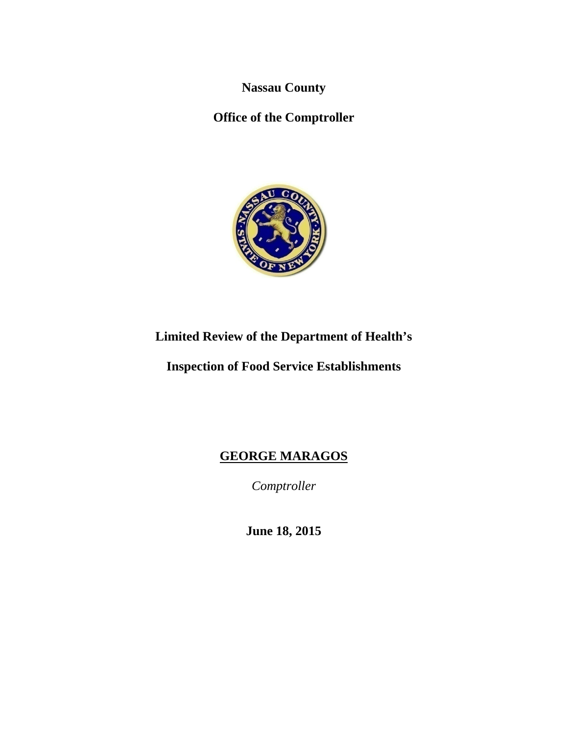**Nassau County**

**Office of the Comptroller**

# Limited Review of the Department of Health's

# Inspection of Food Service Establishments

**GEORGE MARAGOS**

*Comptroller*

**June 18, 2015**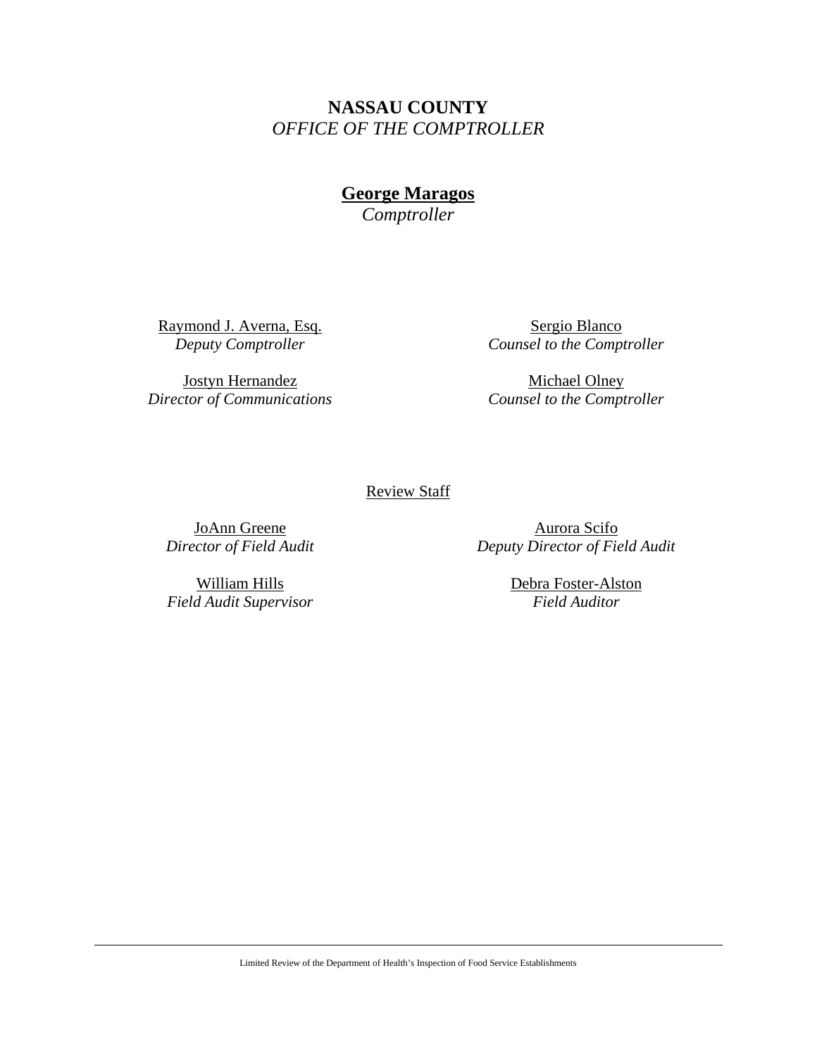**NASSAU COUNTY**
*OFFICE OF THE COMPTROLLER*

**George Maragos**
*Comptroller*

Raymond J. Averna, Esq.
*Deputy Comptroller*

Sergio Blanco
*Counsel to the Comptroller*

Jostyn Hernandez
*Director of Communications*

Michael Olney
*Counsel to the Comptroller*

Review Staff

JoAnn Greene
*Director of Field Audit*

Aurora Scifo
*Deputy Director of Field Audit*

William Hills
*Field Audit Supervisor*

Debra Foster-Alston
*Field Auditor*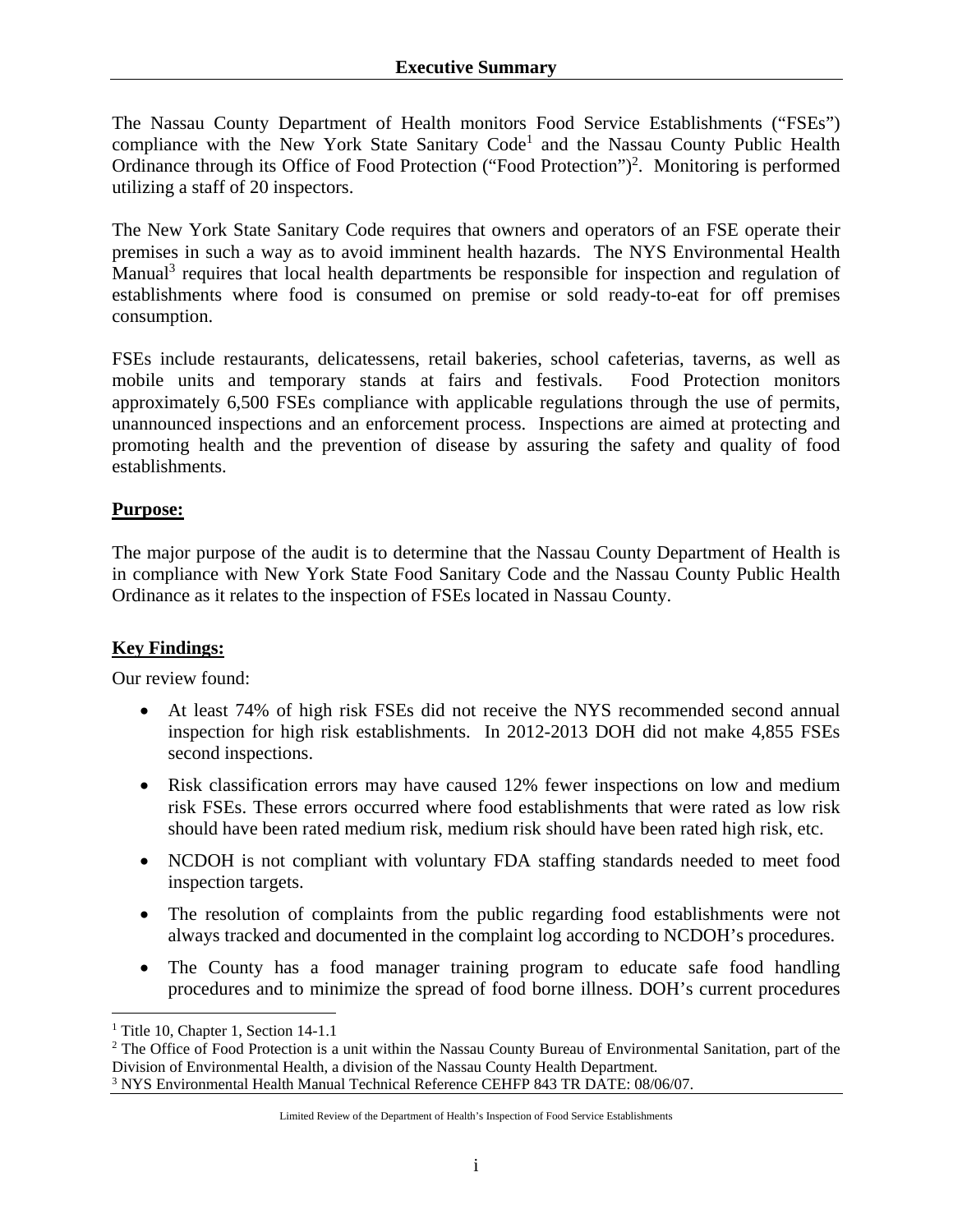## Executive Summary

The Nassau County Department of Health monitors Food Service Establishments ("FSEs") compliance with the New York State Sanitary Code[1] and the Nassau County Public Health Ordinance through its Office of Food Protection ("Food Protection")[2]. Monitoring is performed utilizing a staff of 20 inspectors.

The New York State Sanitary Code requires that owners and operators of an FSE operate their premises in such a way as to avoid imminent health hazards. The NYS Environmental Health Manual[3] requires that local health departments be responsible for inspection and regulation of establishments where food is consumed on premise or sold ready-to-eat for off premises consumption.

FSEs include restaurants, delicatessens, retail bakeries, school cafeterias, taverns, as well as mobile units and temporary stands at fairs and festivals. Food Protection monitors approximately 6,500 FSEs compliance with applicable regulations through the use of permits, unannounced inspections and an enforcement process. Inspections are aimed at protecting and promoting health and the prevention of disease by assuring the safety and quality of food establishments.

**Purpose:**

The major purpose of the audit is to determine that the Nassau County Department of Health is in compliance with New York State Food Sanitary Code and the Nassau County Public Health Ordinance as it relates to the inspection of FSEs located in Nassau County.

**Key Findings:**

Our review found:

- At least 74% of high risk FSEs did not receive the NYS recommended second annual inspection for high risk establishments. In 2012-2013 DOH did not make 4,855 FSEs second inspections.
- Risk classification errors may have caused 12% fewer inspections on low and medium risk FSEs. These errors occurred where food establishments that were rated as low risk should have been rated medium risk, medium risk should have been rated high risk, etc.
- NCDOH is not compliant with voluntary FDA staffing standards needed to meet food inspection targets.
- The resolution of complaints from the public regarding food establishments were not always tracked and documented in the complaint log according to NCDOH's procedures.
- The County has a food manager training program to educate safe food handling procedures and to minimize the spread of food borne illness. DOH's current procedures

---

[1] Title 10, Chapter 1, Section 14-1.1

[2] The Office of Food Protection is a unit within the Nassau County Bureau of Environmental Sanitation, part of the Division of Environmental Health, a division of the Nassau County Health Department.

[3] NYS Environmental Health Manual Technical Reference CEHFP 843 TR DATE: 08/06/07.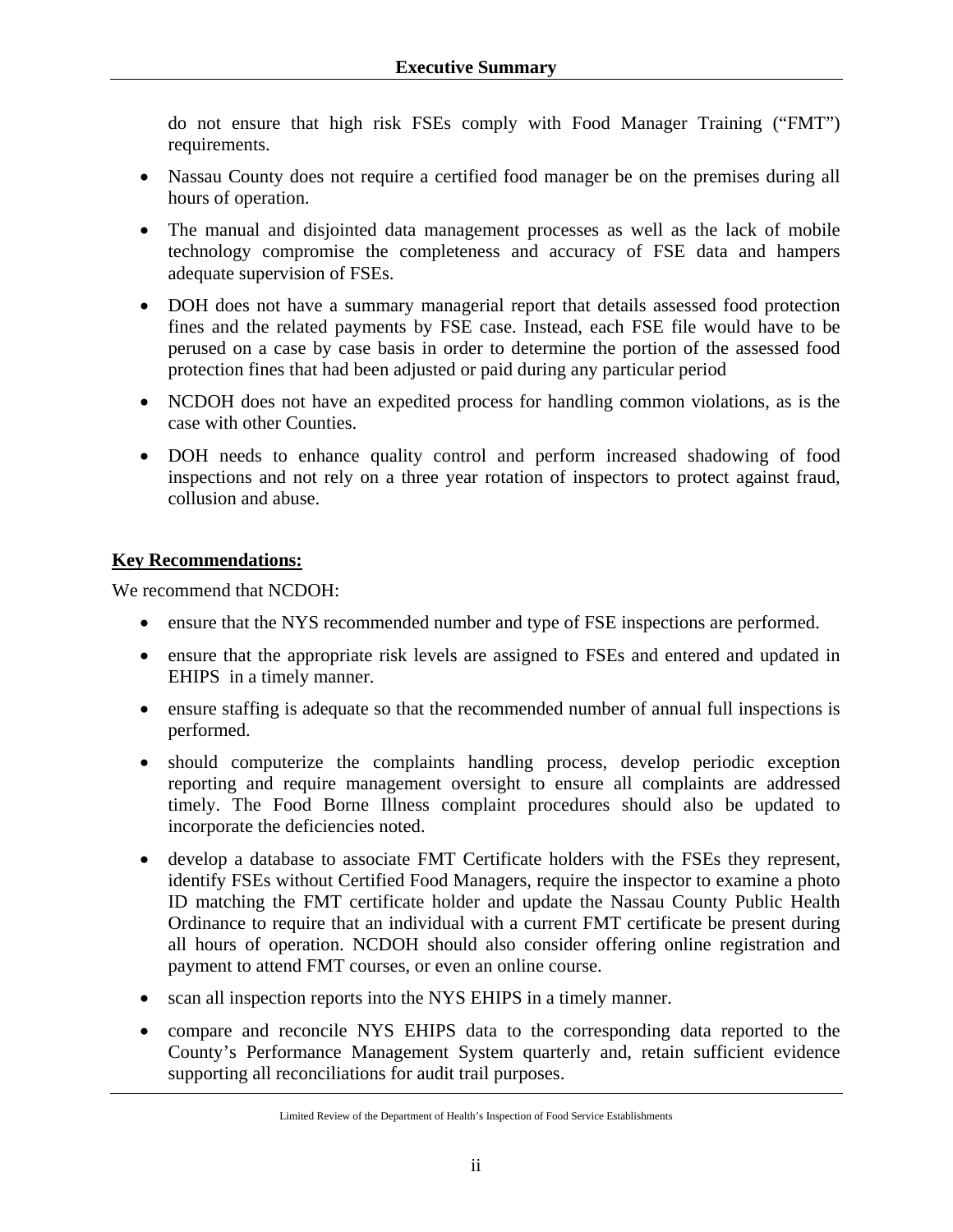do not ensure that high risk FSEs comply with Food Manager Training ("FMT") requirements.

- Nassau County does not require a certified food manager be on the premises during all hours of operation.
- The manual and disjointed data management processes as well as the lack of mobile technology compromise the completeness and accuracy of FSE data and hampers adequate supervision of FSEs.
- DOH does not have a summary managerial report that details assessed food protection fines and the related payments by FSE case. Instead, each FSE file would have to be perused on a case by case basis in order to determine the portion of the assessed food protection fines that had been adjusted or paid during any particular period
- NCDOH does not have an expedited process for handling common violations, as is the case with other Counties.
- DOH needs to enhance quality control and perform increased shadowing of food inspections and not rely on a three year rotation of inspectors to protect against fraud, collusion and abuse.

**Key Recommendations:**

We recommend that NCDOH:

- ensure that the NYS recommended number and type of FSE inspections are performed.
- ensure that the appropriate risk levels are assigned to FSEs and entered and updated in EHIPS in a timely manner.
- ensure staffing is adequate so that the recommended number of annual full inspections is performed.
- should computerize the complaints handling process, develop periodic exception reporting and require management oversight to ensure all complaints are addressed timely. The Food Borne Illness complaint procedures should also be updated to incorporate the deficiencies noted.
- develop a database to associate FMT Certificate holders with the FSEs they represent, identify FSEs without Certified Food Managers, require the inspector to examine a photo ID matching the FMT certificate holder and update the Nassau County Public Health Ordinance to require that an individual with a current FMT certificate be present during all hours of operation. NCDOH should also consider offering online registration and payment to attend FMT courses, or even an online course.
- scan all inspection reports into the NYS EHIPS in a timely manner.
- compare and reconcile NYS EHIPS data to the corresponding data reported to the County's Performance Management System quarterly and, retain sufficient evidence supporting all reconciliations for audit trail purposes.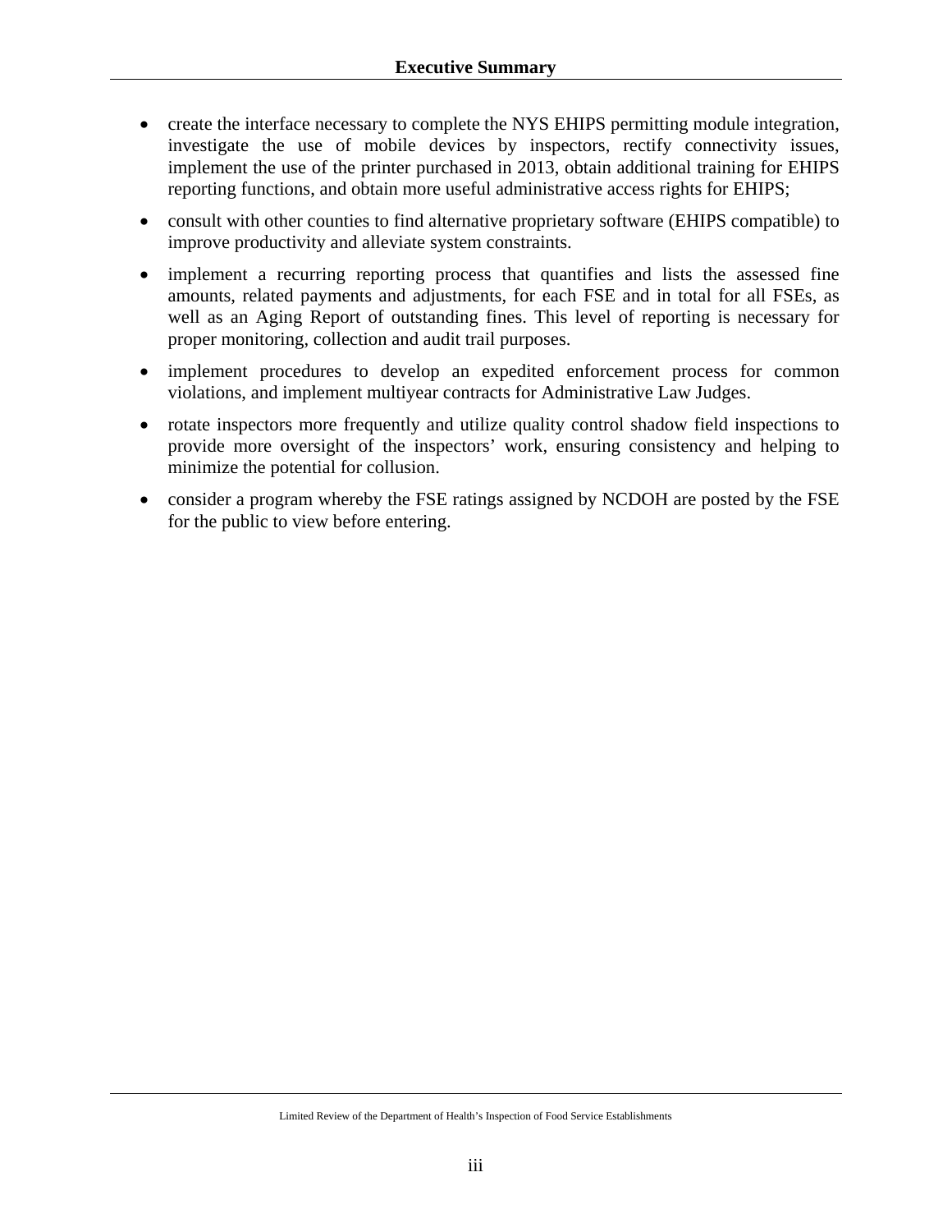- create the interface necessary to complete the NYS EHIPS permitting module integration, investigate the use of mobile devices by inspectors, rectify connectivity issues, implement the use of the printer purchased in 2013, obtain additional training for EHIPS reporting functions, and obtain more useful administrative access rights for EHIPS;
- consult with other counties to find alternative proprietary software (EHIPS compatible) to improve productivity and alleviate system constraints.
- implement a recurring reporting process that quantifies and lists the assessed fine amounts, related payments and adjustments, for each FSE and in total for all FSEs, as well as an Aging Report of outstanding fines. This level of reporting is necessary for proper monitoring, collection and audit trail purposes.
- implement procedures to develop an expedited enforcement process for common violations, and implement multiyear contracts for Administrative Law Judges.
- rotate inspectors more frequently and utilize quality control shadow field inspections to provide more oversight of the inspectors' work, ensuring consistency and helping to minimize the potential for collusion.
- consider a program whereby the FSE ratings assigned by NCDOH are posted by the FSE for the public to view before entering.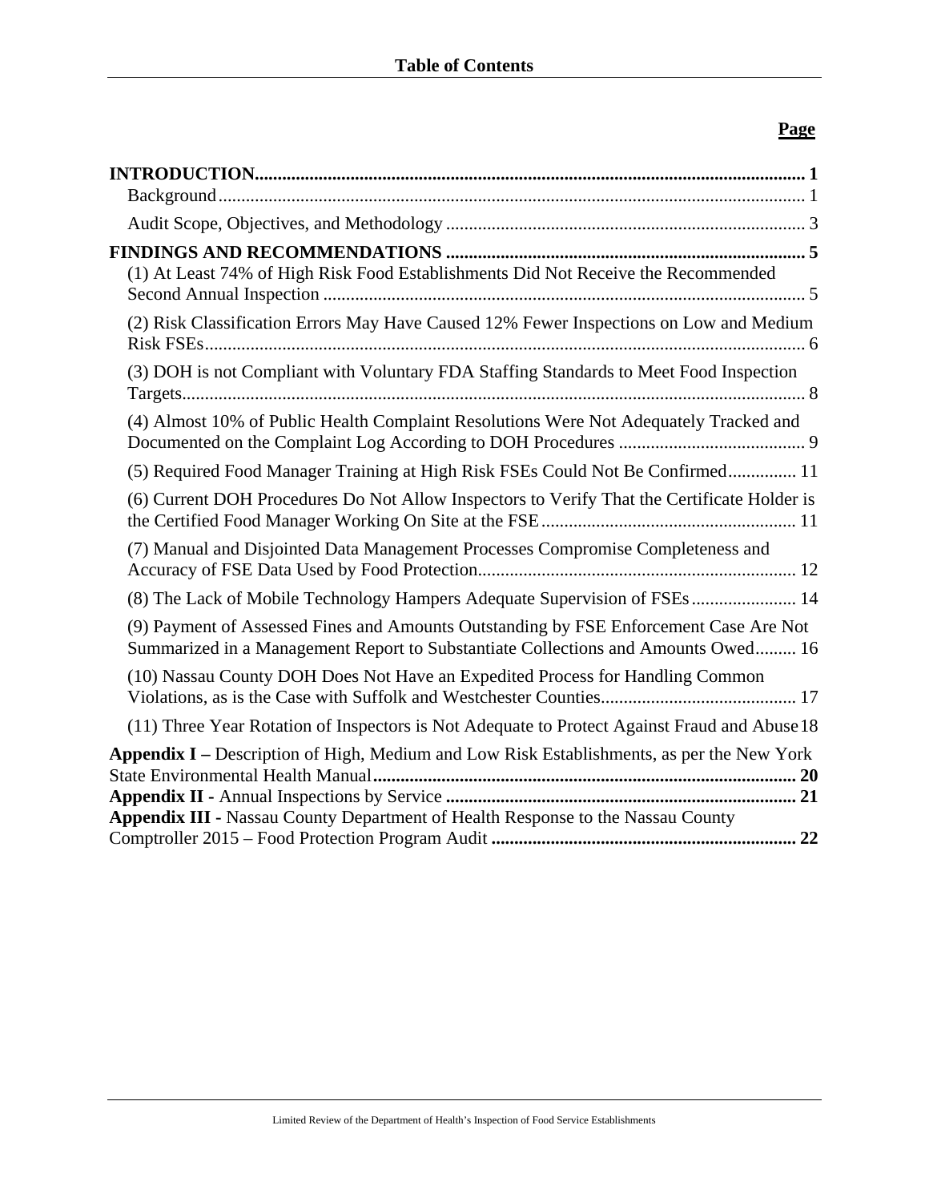## Table of Contents

| | Page |
|---|---|
| **INTRODUCTION** | **1** |
| Background | 1 |
| Audit Scope, Objectives, and Methodology | 3 |
| **FINDINGS AND RECOMMENDATIONS** | **5** |
| (1) At Least 74% of High Risk Food Establishments Did Not Receive the Recommended Second Annual Inspection | 5 |
| (2) Risk Classification Errors May Have Caused 12% Fewer Inspections on Low and Medium Risk FSEs | 6 |
| (3) DOH is not Compliant with Voluntary FDA Staffing Standards to Meet Food Inspection Targets | 8 |
| (4) Almost 10% of Public Health Complaint Resolutions Were Not Adequately Tracked and Documented on the Complaint Log According to DOH Procedures | 9 |
| (5) Required Food Manager Training at High Risk FSEs Could Not Be Confirmed | 11 |
| (6) Current DOH Procedures Do Not Allow Inspectors to Verify That the Certificate Holder is the Certified Food Manager Working On Site at the FSE | 11 |
| (7) Manual and Disjointed Data Management Processes Compromise Completeness and Accuracy of FSE Data Used by Food Protection | 12 |
| (8) The Lack of Mobile Technology Hampers Adequate Supervision of FSEs | 14 |
| (9) Payment of Assessed Fines and Amounts Outstanding by FSE Enforcement Case Are Not Summarized in a Management Report to Substantiate Collections and Amounts Owed | 16 |
| (10) Nassau County DOH Does Not Have an Expedited Process for Handling Common Violations, as is the Case with Suffolk and Westchester Counties | 17 |
| (11) Three Year Rotation of Inspectors is Not Adequate to Protect Against Fraud and Abuse | 18 |
| **Appendix I –** Description of High, Medium and Low Risk Establishments, as per the New York State Environmental Health Manual | **20** |
| **Appendix II -** Annual Inspections by Service | **21** |
| **Appendix III -** Nassau County Department of Health Response to the Nassau County Comptroller 2015 – Food Protection Program Audit | **22** |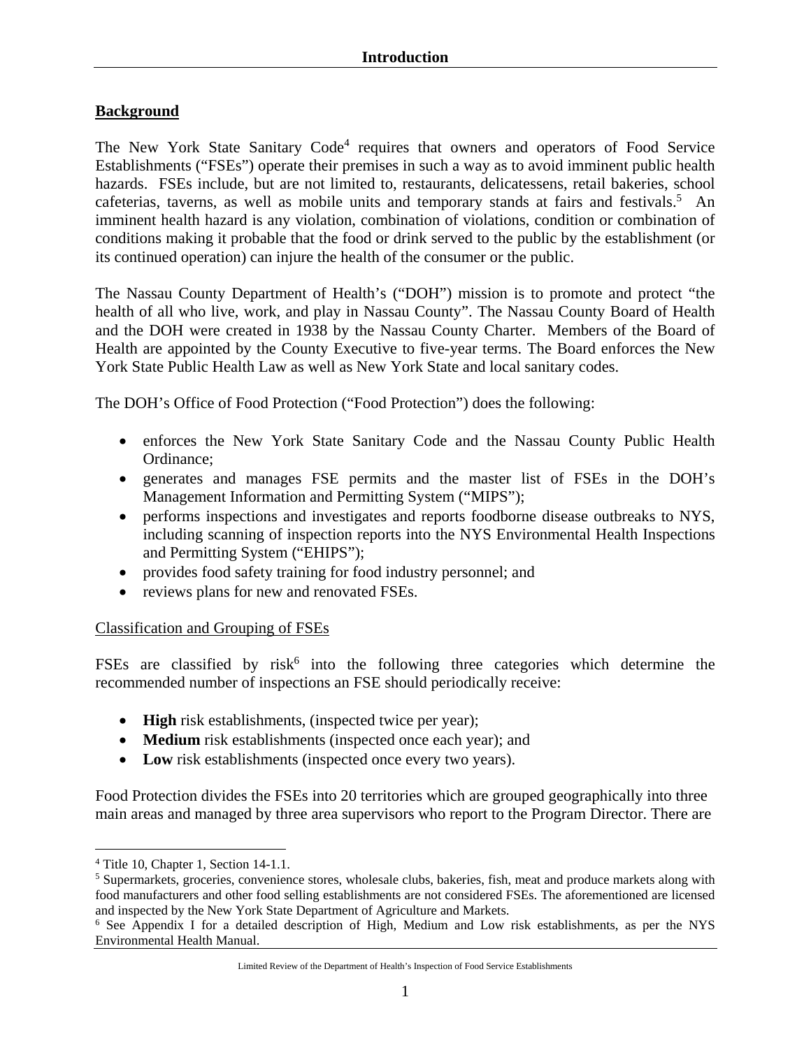# Introduction

## Background

The New York State Sanitary Code[4] requires that owners and operators of Food Service Establishments ("FSEs") operate their premises in such a way as to avoid imminent public health hazards. FSEs include, but are not limited to, restaurants, delicatessens, retail bakeries, school cafeterias, taverns, as well as mobile units and temporary stands at fairs and festivals.[5] An imminent health hazard is any violation, combination of violations, condition or combination of conditions making it probable that the food or drink served to the public by the establishment (or its continued operation) can injure the health of the consumer or the public.

The Nassau County Department of Health's ("DOH") mission is to promote and protect "the health of all who live, work, and play in Nassau County". The Nassau County Board of Health and the DOH were created in 1938 by the Nassau County Charter. Members of the Board of Health are appointed by the County Executive to five-year terms. The Board enforces the New York State Public Health Law as well as New York State and local sanitary codes.

The DOH's Office of Food Protection ("Food Protection") does the following:

- enforces the New York State Sanitary Code and the Nassau County Public Health Ordinance;
- generates and manages FSE permits and the master list of FSEs in the DOH's Management Information and Permitting System ("MIPS");
- performs inspections and investigates and reports foodborne disease outbreaks to NYS, including scanning of inspection reports into the NYS Environmental Health Inspections and Permitting System ("EHIPS");
- provides food safety training for food industry personnel; and
- reviews plans for new and renovated FSEs.

### Classification and Grouping of FSEs

FSEs are classified by risk[6] into the following three categories which determine the recommended number of inspections an FSE should periodically receive:

- **High** risk establishments, (inspected twice per year);
- **Medium** risk establishments (inspected once each year); and
- **Low** risk establishments (inspected once every two years).

Food Protection divides the FSEs into 20 territories which are grouped geographically into three main areas and managed by three area supervisors who report to the Program Director. There are

---

[4] Title 10, Chapter 1, Section 14-1.1.

[5] Supermarkets, groceries, convenience stores, wholesale clubs, bakeries, fish, meat and produce markets along with food manufacturers and other food selling establishments are not considered FSEs. The aforementioned are licensed and inspected by the New York State Department of Agriculture and Markets.

[6] See Appendix I for a detailed description of High, Medium and Low risk establishments, as per the NYS Environmental Health Manual.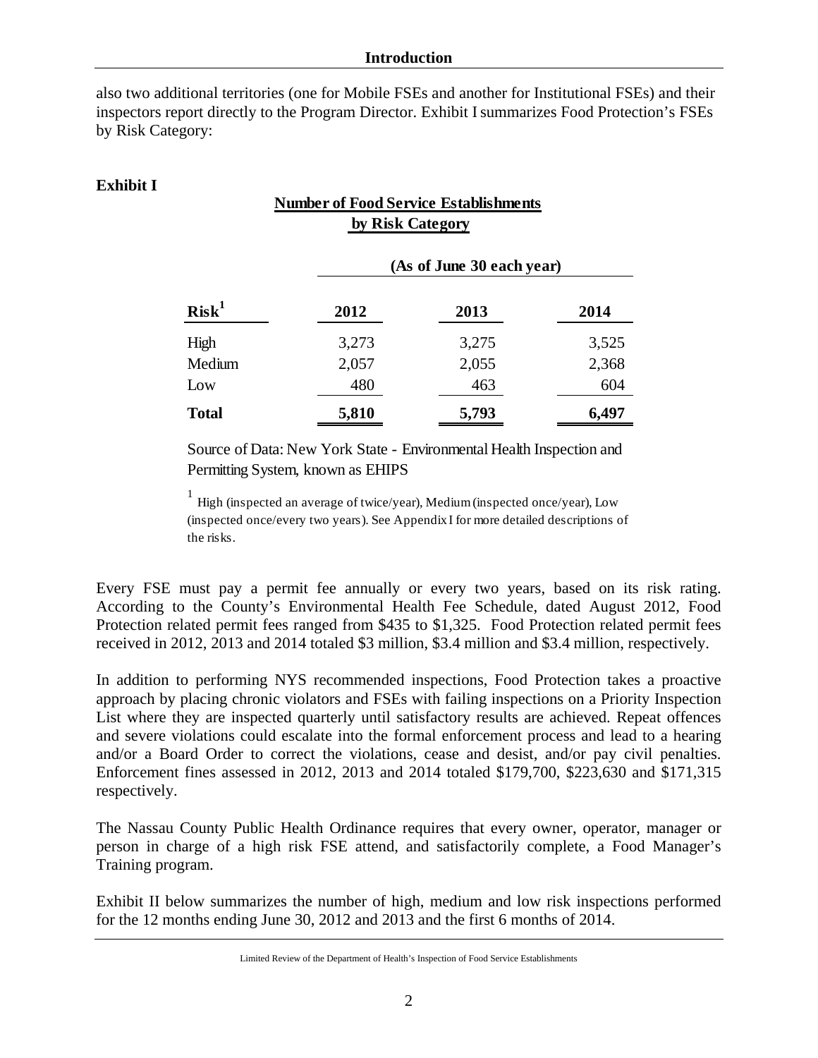also two additional territories (one for Mobile FSEs and another for Institutional FSEs) and their inspectors report directly to the Program Director. Exhibit I summarizes Food Protection's FSEs by Risk Category:

**Exhibit I**

**Number of Food Service Establishments by Risk Category**

| | (As of June 30 each year) | | |
|---|---|---|---|
| **Risk[1]** | **2012** | **2013** | **2014** |
| High | 3,273 | 3,275 | 3,525 |
| Medium | 2,057 | 2,055 | 2,368 |
| Low | 480 | 463 | 604 |
| **Total** | **5,810** | **5,793** | **6,497** |

Source of Data: New York State - Environmental Health Inspection and Permitting System, known as EHIPS

[1] High (inspected an average of twice/year), Medium (inspected once/year), Low (inspected once/every two years). See Appendix I for more detailed descriptions of the risks.

Every FSE must pay a permit fee annually or every two years, based on its risk rating. According to the County's Environmental Health Fee Schedule, dated August 2012, Food Protection related permit fees ranged from $435 to $1,325. Food Protection related permit fees received in 2012, 2013 and 2014 totaled $3 million, $3.4 million and $3.4 million, respectively.

In addition to performing NYS recommended inspections, Food Protection takes a proactive approach by placing chronic violators and FSEs with failing inspections on a Priority Inspection List where they are inspected quarterly until satisfactory results are achieved. Repeat offences and severe violations could escalate into the formal enforcement process and lead to a hearing and/or a Board Order to correct the violations, cease and desist, and/or pay civil penalties. Enforcement fines assessed in 2012, 2013 and 2014 totaled $179,700, $223,630 and $171,315 respectively.

The Nassau County Public Health Ordinance requires that every owner, operator, manager or person in charge of a high risk FSE attend, and satisfactorily complete, a Food Manager's Training program.

Exhibit II below summarizes the number of high, medium and low risk inspections performed for the 12 months ending June 30, 2012 and 2013 and the first 6 months of 2014.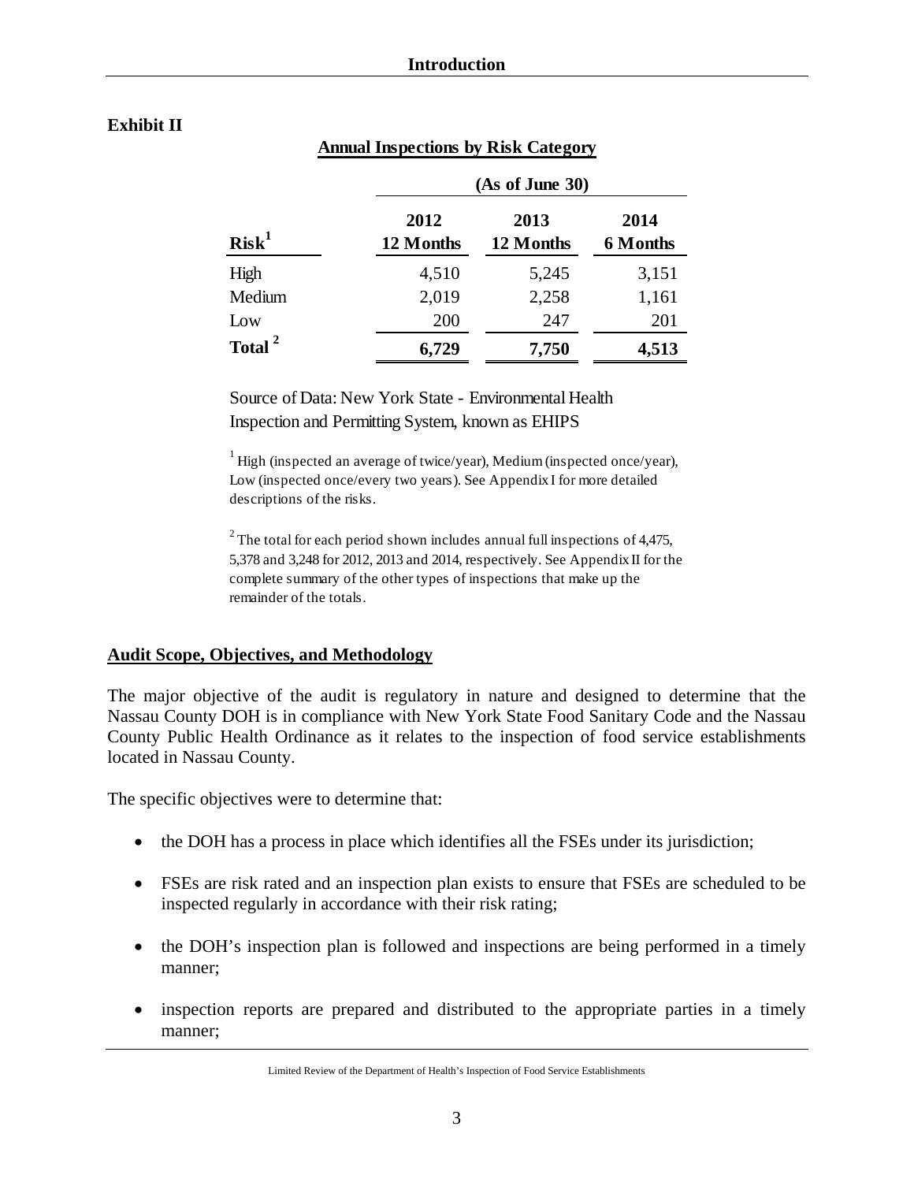**Exhibit II**

**Annual Inspections by Risk Category**

| Risk[1] | (As of June 30) 2012 12 Months | 2013 12 Months | 2014 6 Months |
|---|---|---|---|
| High | 4,510 | 5,245 | 3,151 |
| Medium | 2,019 | 2,258 | 1,161 |
| Low | 200 | 247 | 201 |
| **Total [2]** | **6,729** | **7,750** | **4,513** |

Source of Data: New York State - Environmental Health Inspection and Permitting System, known as EHIPS

[1] High (inspected an average of twice/year), Medium (inspected once/year), Low (inspected once/every two years). See Appendix I for more detailed descriptions of the risks.

[2] The total for each period shown includes annual full inspections of 4,475, 5,378 and 3,248 for 2012, 2013 and 2014, respectively. See Appendix II for the complete summary of the other types of inspections that make up the remainder of the totals.

## Audit Scope, Objectives, and Methodology

The major objective of the audit is regulatory in nature and designed to determine that the Nassau County DOH is in compliance with New York State Food Sanitary Code and the Nassau County Public Health Ordinance as it relates to the inspection of food service establishments located in Nassau County.

The specific objectives were to determine that:

- the DOH has a process in place which identifies all the FSEs under its jurisdiction;
- FSEs are risk rated and an inspection plan exists to ensure that FSEs are scheduled to be inspected regularly in accordance with their risk rating;
- the DOH's inspection plan is followed and inspections are being performed in a timely manner;
- inspection reports are prepared and distributed to the appropriate parties in a timely manner;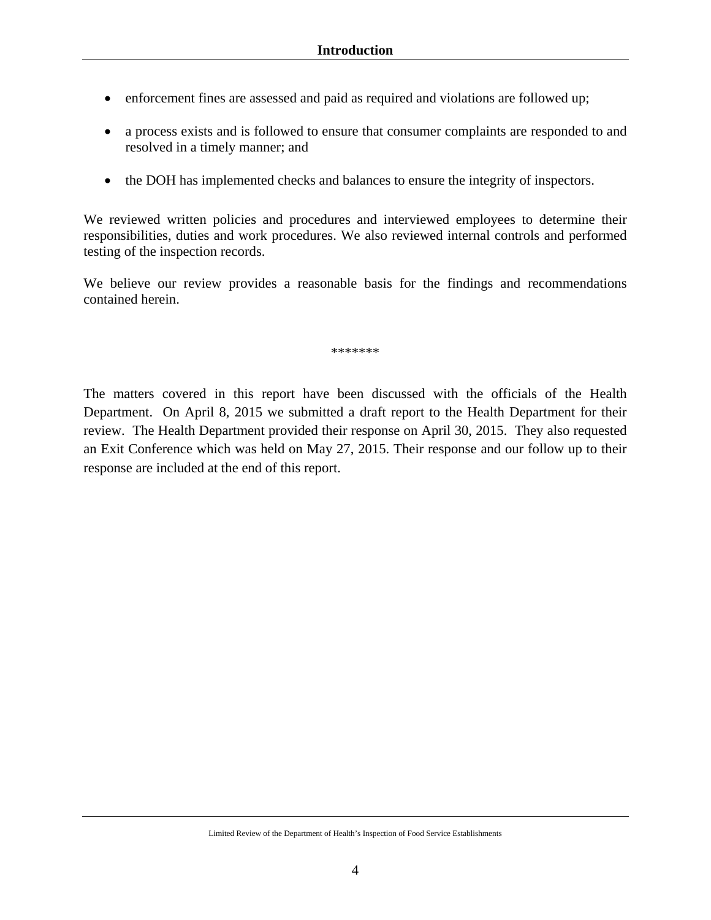- enforcement fines are assessed and paid as required and violations are followed up;

- a process exists and is followed to ensure that consumer complaints are responded to and resolved in a timely manner; and

- the DOH has implemented checks and balances to ensure the integrity of inspectors.

We reviewed written policies and procedures and interviewed employees to determine their responsibilities, duties and work procedures. We also reviewed internal controls and performed testing of the inspection records.

We believe our review provides a reasonable basis for the findings and recommendations contained herein.

*******

The matters covered in this report have been discussed with the officials of the Health Department. On April 8, 2015 we submitted a draft report to the Health Department for their review. The Health Department provided their response on April 30, 2015. They also requested an Exit Conference which was held on May 27, 2015. Their response and our follow up to their response are included at the end of this report.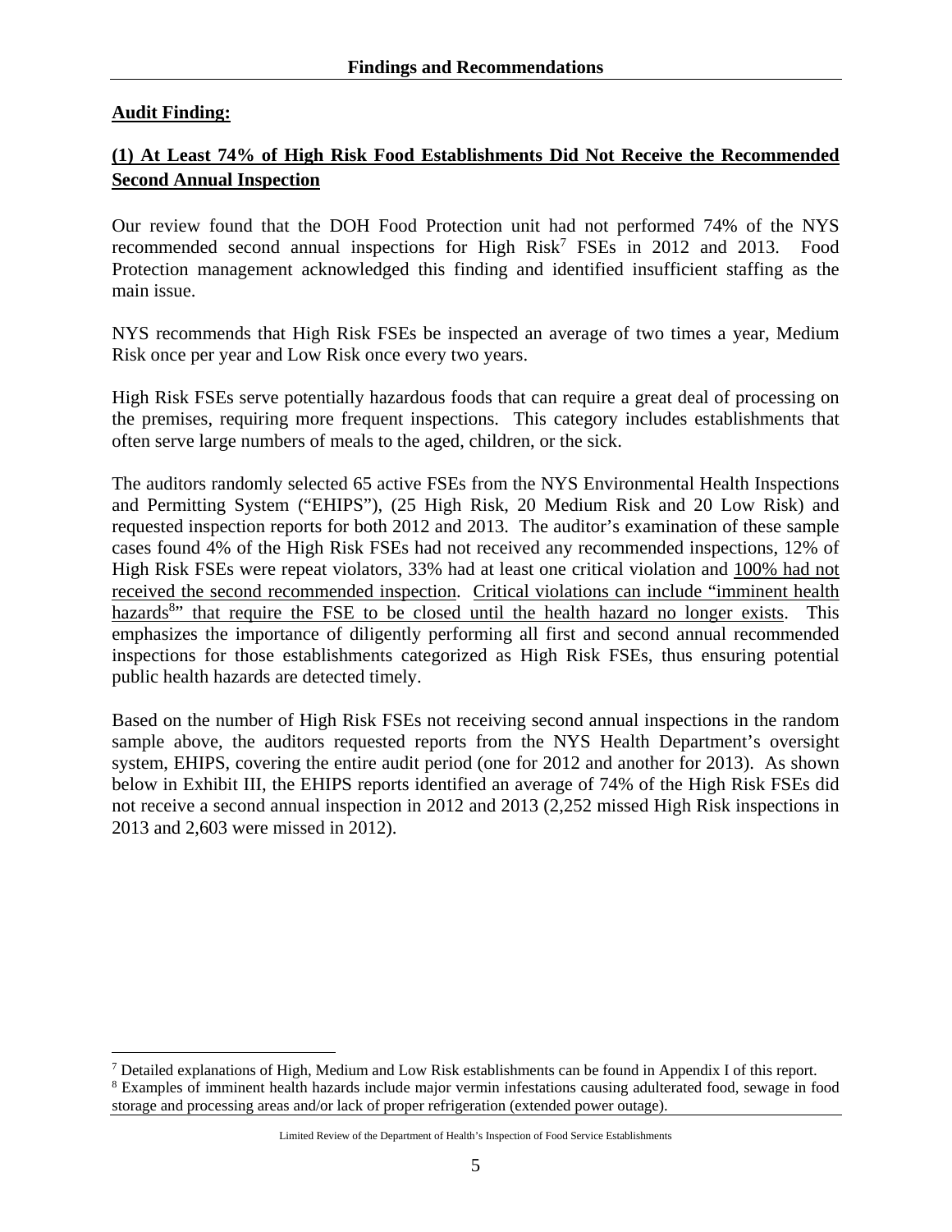## Findings and Recommendations

**Audit Finding:**

**(1) At Least 74% of High Risk Food Establishments Did Not Receive the Recommended Second Annual Inspection**

Our review found that the DOH Food Protection unit had not performed 74% of the NYS recommended second annual inspections for High Risk[7] FSEs in 2012 and 2013. Food Protection management acknowledged this finding and identified insufficient staffing as the main issue.

NYS recommends that High Risk FSEs be inspected an average of two times a year, Medium Risk once per year and Low Risk once every two years.

High Risk FSEs serve potentially hazardous foods that can require a great deal of processing on the premises, requiring more frequent inspections. This category includes establishments that often serve large numbers of meals to the aged, children, or the sick.

The auditors randomly selected 65 active FSEs from the NYS Environmental Health Inspections and Permitting System ("EHIPS"), (25 High Risk, 20 Medium Risk and 20 Low Risk) and requested inspection reports for both 2012 and 2013. The auditor's examination of these sample cases found 4% of the High Risk FSEs had not received any recommended inspections, 12% of High Risk FSEs were repeat violators, 33% had at least one critical violation and 100% had not received the second recommended inspection. Critical violations can include "imminent health hazards[8]" that require the FSE to be closed until the health hazard no longer exists. This emphasizes the importance of diligently performing all first and second annual recommended inspections for those establishments categorized as High Risk FSEs, thus ensuring potential public health hazards are detected timely.

Based on the number of High Risk FSEs not receiving second annual inspections in the random sample above, the auditors requested reports from the NYS Health Department's oversight system, EHIPS, covering the entire audit period (one for 2012 and another for 2013). As shown below in Exhibit III, the EHIPS reports identified an average of 74% of the High Risk FSEs did not receive a second annual inspection in 2012 and 2013 (2,252 missed High Risk inspections in 2013 and 2,603 were missed in 2012).

---

[7] Detailed explanations of High, Medium and Low Risk establishments can be found in Appendix I of this report.

[8] Examples of imminent health hazards include major vermin infestations causing adulterated food, sewage in food storage and processing areas and/or lack of proper refrigeration (extended power outage).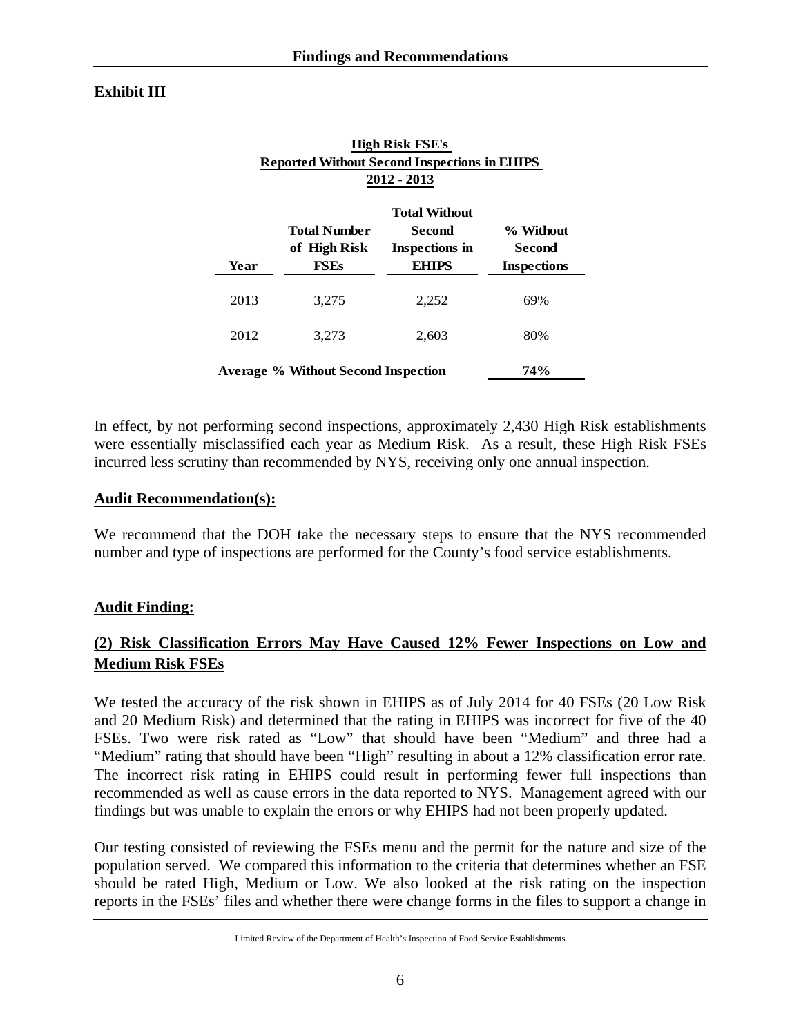## Exhibit III

**High Risk FSE's**
**Reported Without Second Inspections in EHIPS**
**2012 - 2013**

| Year | Total Number of High Risk FSEs | Total Without Second Inspections in EHIPS | % Without Second Inspections |
|---|---|---|---|
| 2013 | 3,275 | 2,252 | 69% |
| 2012 | 3,273 | 2,603 | 80% |
| **Average % Without Second Inspection** | | | **74%** |

In effect, by not performing second inspections, approximately 2,430 High Risk establishments were essentially misclassified each year as Medium Risk. As a result, these High Risk FSEs incurred less scrutiny than recommended by NYS, receiving only one annual inspection.

**Audit Recommendation(s):**

We recommend that the DOH take the necessary steps to ensure that the NYS recommended number and type of inspections are performed for the County's food service establishments.

**Audit Finding:**

**(2) Risk Classification Errors May Have Caused 12% Fewer Inspections on Low and Medium Risk FSEs**

We tested the accuracy of the risk shown in EHIPS as of July 2014 for 40 FSEs (20 Low Risk and 20 Medium Risk) and determined that the rating in EHIPS was incorrect for five of the 40 FSEs. Two were risk rated as "Low" that should have been "Medium" and three had a "Medium" rating that should have been "High" resulting in about a 12% classification error rate. The incorrect risk rating in EHIPS could result in performing fewer full inspections than recommended as well as cause errors in the data reported to NYS. Management agreed with our findings but was unable to explain the errors or why EHIPS had not been properly updated.

Our testing consisted of reviewing the FSEs menu and the permit for the nature and size of the population served. We compared this information to the criteria that determines whether an FSE should be rated High, Medium or Low. We also looked at the risk rating on the inspection reports in the FSEs' files and whether there were change forms in the files to support a change in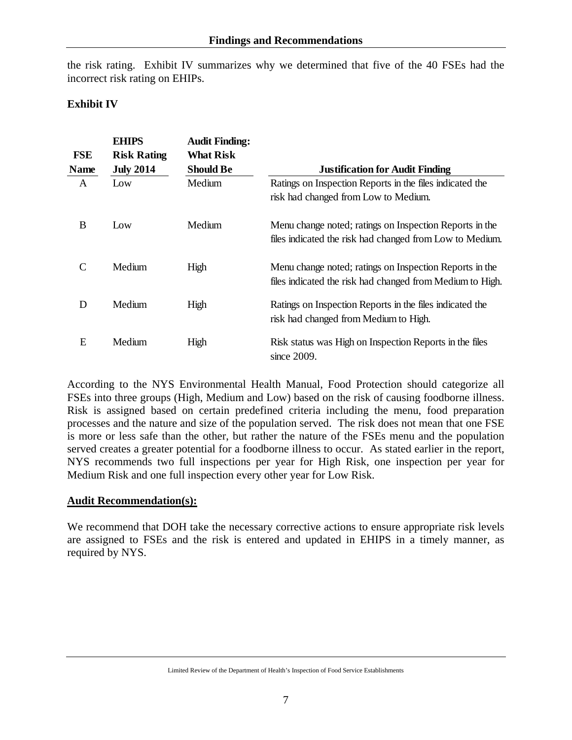the risk rating. Exhibit IV summarizes why we determined that five of the 40 FSEs had the incorrect risk rating on EHIPs.

**Exhibit IV**

| FSE Name | EHIPS Risk Rating July 2014 | Audit Finding: What Risk Should Be | Justification for Audit Finding |
|---|---|---|---|
| A | Low | Medium | Ratings on Inspection Reports in the files indicated the risk had changed from Low to Medium. |
| B | Low | Medium | Menu change noted; ratings on Inspection Reports in the files indicated the risk had changed from Low to Medium. |
| C | Medium | High | Menu change noted; ratings on Inspection Reports in the files indicated the risk had changed from Medium to High. |
| D | Medium | High | Ratings on Inspection Reports in the files indicated the risk had changed from Medium to High. |
| E | Medium | High | Risk status was High on Inspection Reports in the files since 2009. |

According to the NYS Environmental Health Manual, Food Protection should categorize all FSEs into three groups (High, Medium and Low) based on the risk of causing foodborne illness. Risk is assigned based on certain predefined criteria including the menu, food preparation processes and the nature and size of the population served. The risk does not mean that one FSE is more or less safe than the other, but rather the nature of the FSEs menu and the population served creates a greater potential for a foodborne illness to occur. As stated earlier in the report, NYS recommends two full inspections per year for High Risk, one inspection per year for Medium Risk and one full inspection every other year for Low Risk.

**Audit Recommendation(s):**

We recommend that DOH take the necessary corrective actions to ensure appropriate risk levels are assigned to FSEs and the risk is entered and updated in EHIPS in a timely manner, as required by NYS.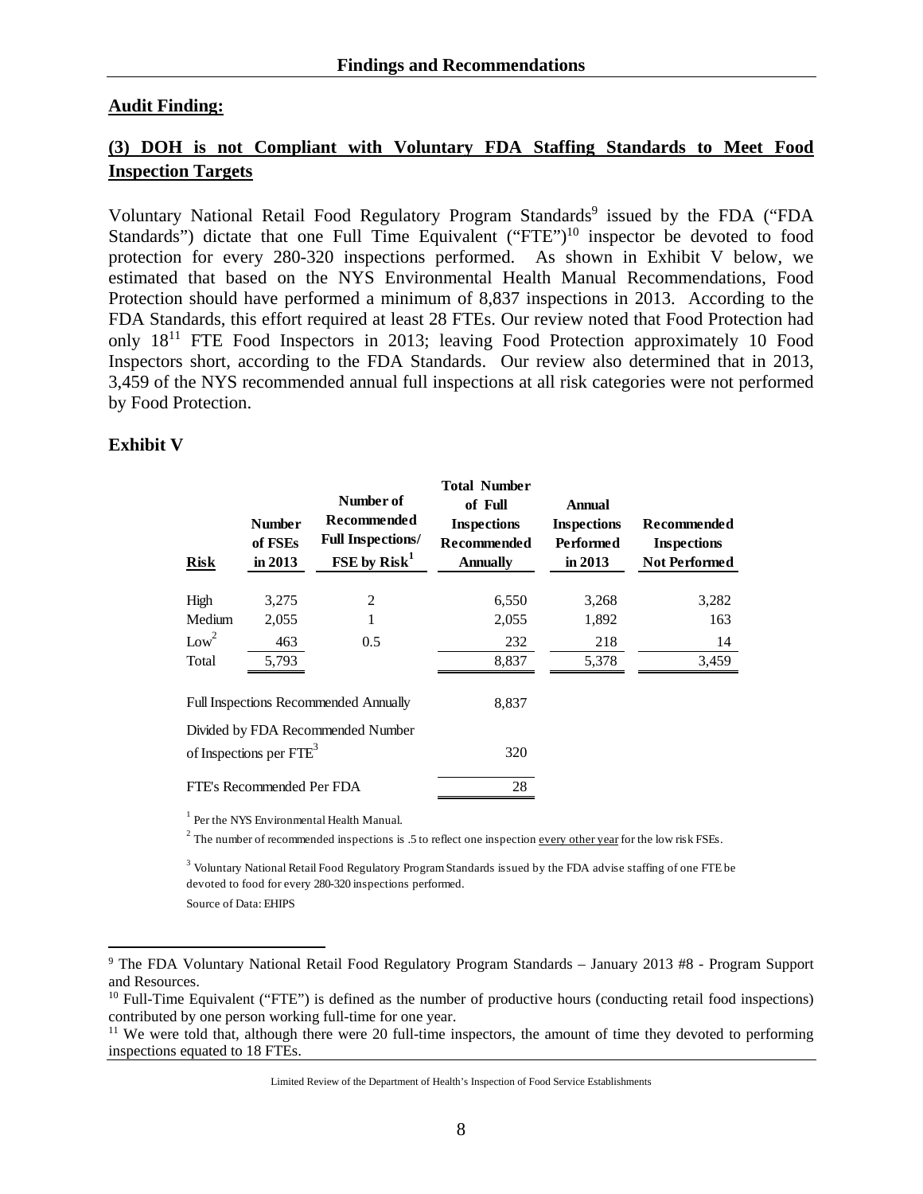## Audit Finding:

### (3) DOH is not Compliant with Voluntary FDA Staffing Standards to Meet Food Inspection Targets

Voluntary National Retail Food Regulatory Program Standards[9] issued by the FDA ("FDA Standards") dictate that one Full Time Equivalent ("FTE")[10] inspector be devoted to food protection for every 280-320 inspections performed. As shown in Exhibit V below, we estimated that based on the NYS Environmental Health Manual Recommendations, Food Protection should have performed a minimum of 8,837 inspections in 2013. According to the FDA Standards, this effort required at least 28 FTEs. Our review noted that Food Protection had only 18[11] FTE Food Inspectors in 2013; leaving Food Protection approximately 10 Food Inspectors short, according to the FDA Standards. Our review also determined that in 2013, 3,459 of the NYS recommended annual full inspections at all risk categories were not performed by Food Protection.

### Exhibit V

| Risk | Number of FSEs in 2013 | Number of Recommended Full Inspections/ FSE by Risk[1] | Total Number of Full Inspections Recommended Annually | Annual Inspections Performed in 2013 | Recommended Inspections Not Performed |
|---|---|---|---|---|---|
| High | 3,275 | 2 | 6,550 | 3,268 | 3,282 |
| Medium | 2,055 | 1 | 2,055 | 1,892 | 163 |
| Low[2] | 463 | 0.5 | 232 | 218 | 14 |
| Total | 5,793 | | 8,837 | 5,378 | 3,459 |

| | |
|---|---|
| Full Inspections Recommended Annually | 8,837 |
| Divided by FDA Recommended Number of Inspections per FTE[3] | 320 |
| FTE's Recommended Per FDA | 28 |

[1] Per the NYS Environmental Health Manual.

[2] The number of recommended inspections is .5 to reflect one inspection every other year for the low risk FSEs.

[3] Voluntary National Retail Food Regulatory Program Standards issued by the FDA advise staffing of one FTE be devoted to food for every 280-320 inspections performed.

Source of Data: EHIPS

---

[9] The FDA Voluntary National Retail Food Regulatory Program Standards – January 2013 #8 - Program Support and Resources.

[10] Full-Time Equivalent ("FTE") is defined as the number of productive hours (conducting retail food inspections) contributed by one person working full-time for one year.

[11] We were told that, although there were 20 full-time inspectors, the amount of time they devoted to performing inspections equated to 18 FTEs.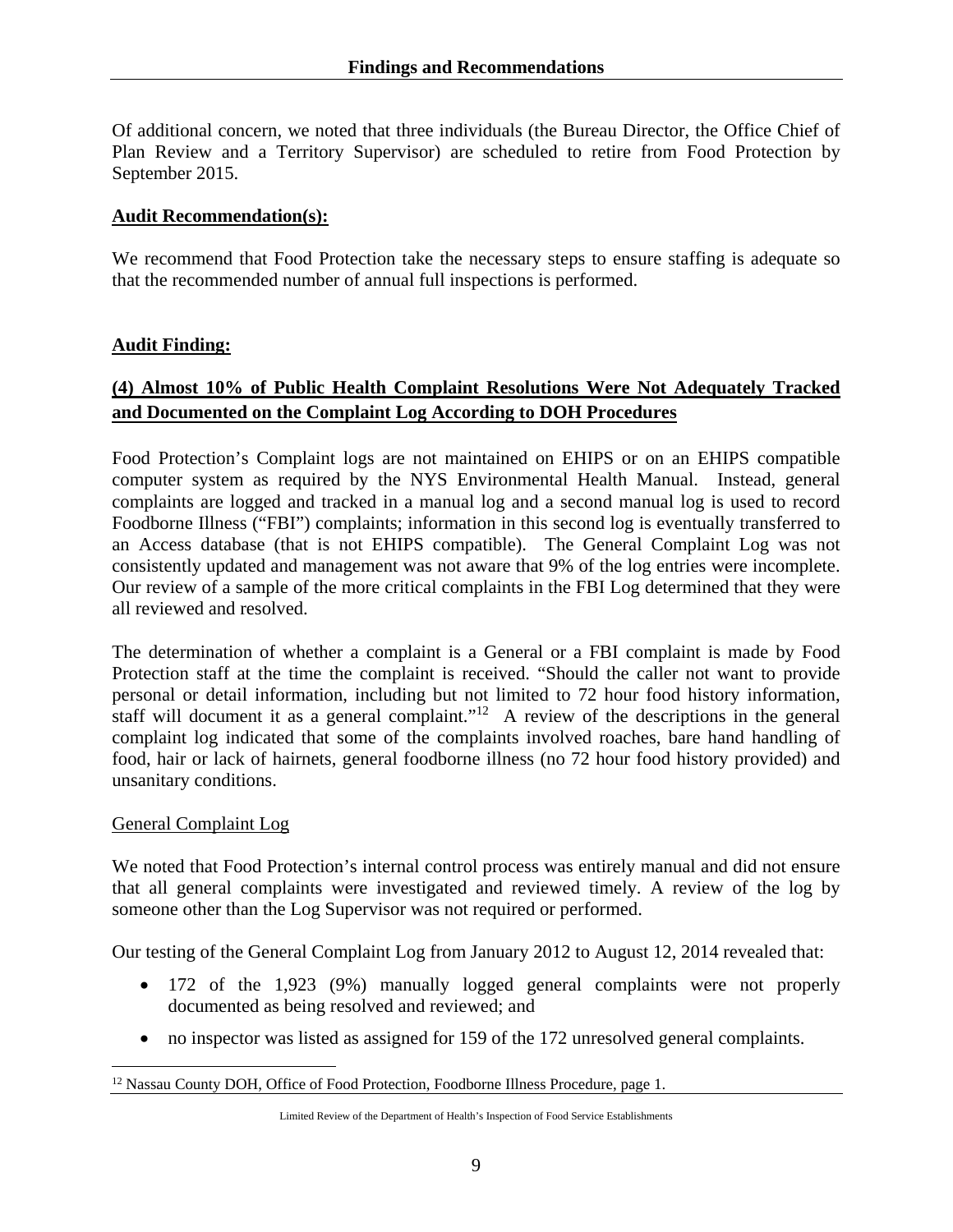Of additional concern, we noted that three individuals (the Bureau Director, the Office Chief of Plan Review and a Territory Supervisor) are scheduled to retire from Food Protection by September 2015.

**Audit Recommendation(s):**

We recommend that Food Protection take the necessary steps to ensure staffing is adequate so that the recommended number of annual full inspections is performed.

**Audit Finding:**

**(4) Almost 10% of Public Health Complaint Resolutions Were Not Adequately Tracked and Documented on the Complaint Log According to DOH Procedures**

Food Protection's Complaint logs are not maintained on EHIPS or on an EHIPS compatible computer system as required by the NYS Environmental Health Manual. Instead, general complaints are logged and tracked in a manual log and a second manual log is used to record Foodborne Illness ("FBI") complaints; information in this second log is eventually transferred to an Access database (that is not EHIPS compatible). The General Complaint Log was not consistently updated and management was not aware that 9% of the log entries were incomplete. Our review of a sample of the more critical complaints in the FBI Log determined that they were all reviewed and resolved.

The determination of whether a complaint is a General or a FBI complaint is made by Food Protection staff at the time the complaint is received. "Should the caller not want to provide personal or detail information, including but not limited to 72 hour food history information, staff will document it as a general complaint."[12] A review of the descriptions in the general complaint log indicated that some of the complaints involved roaches, bare hand handling of food, hair or lack of hairnets, general foodborne illness (no 72 hour food history provided) and unsanitary conditions.

General Complaint Log

We noted that Food Protection's internal control process was entirely manual and did not ensure that all general complaints were investigated and reviewed timely. A review of the log by someone other than the Log Supervisor was not required or performed.

Our testing of the General Complaint Log from January 2012 to August 12, 2014 revealed that:

- 172 of the 1,923 (9%) manually logged general complaints were not properly documented as being resolved and reviewed; and
- no inspector was listed as assigned for 159 of the 172 unresolved general complaints.

[12] Nassau County DOH, Office of Food Protection, Foodborne Illness Procedure, page 1.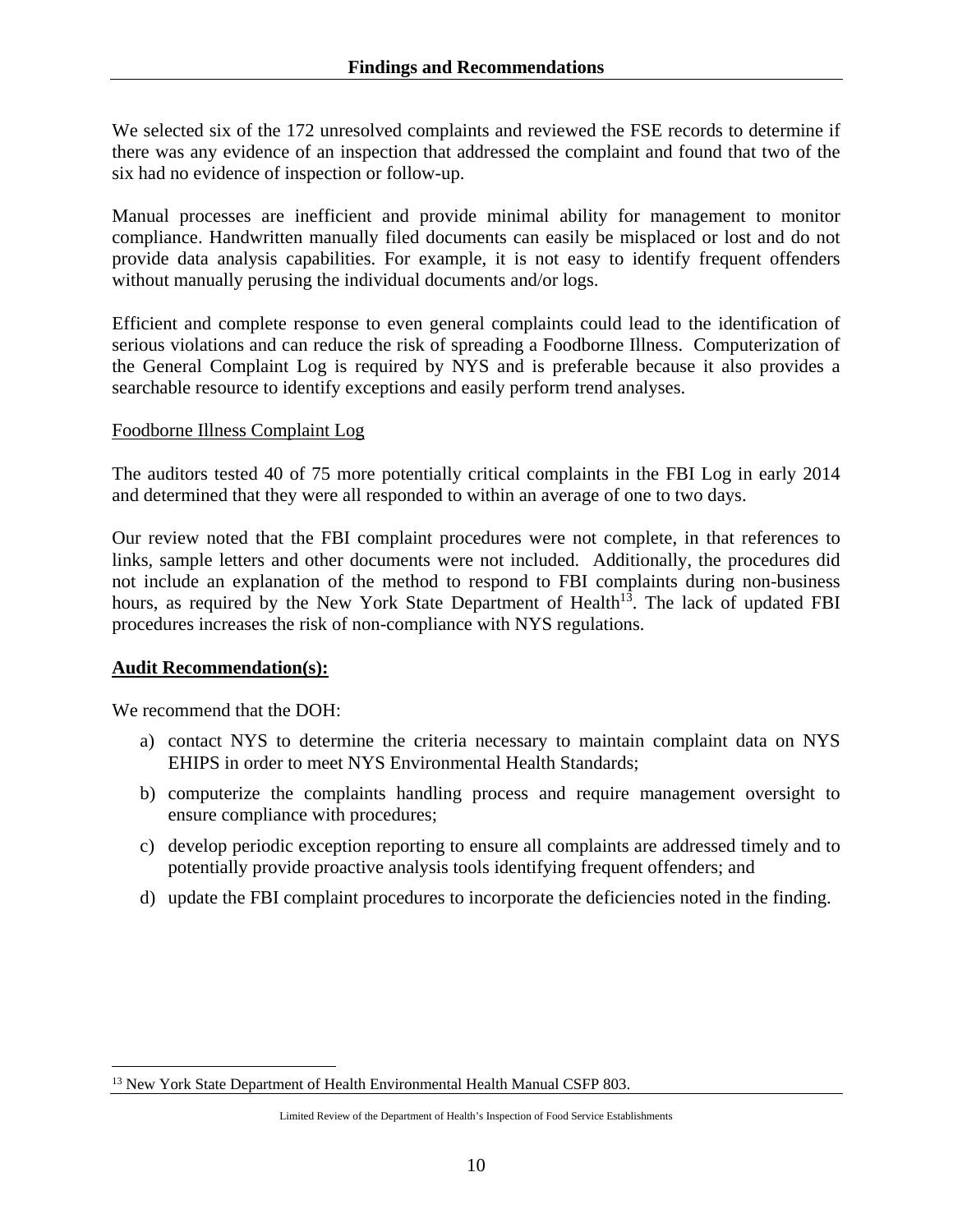We selected six of the 172 unresolved complaints and reviewed the FSE records to determine if there was any evidence of an inspection that addressed the complaint and found that two of the six had no evidence of inspection or follow-up.

Manual processes are inefficient and provide minimal ability for management to monitor compliance. Handwritten manually filed documents can easily be misplaced or lost and do not provide data analysis capabilities. For example, it is not easy to identify frequent offenders without manually perusing the individual documents and/or logs.

Efficient and complete response to even general complaints could lead to the identification of serious violations and can reduce the risk of spreading a Foodborne Illness. Computerization of the General Complaint Log is required by NYS and is preferable because it also provides a searchable resource to identify exceptions and easily perform trend analyses.

<u>Foodborne Illness Complaint Log</u>

The auditors tested 40 of 75 more potentially critical complaints in the FBI Log in early 2014 and determined that they were all responded to within an average of one to two days.

Our review noted that the FBI complaint procedures were not complete, in that references to links, sample letters and other documents were not included. Additionally, the procedures did not include an explanation of the method to respond to FBI complaints during non-business hours, as required by the New York State Department of Health[13]. The lack of updated FBI procedures increases the risk of non-compliance with NYS regulations.

**<u>Audit Recommendation(s):</u>**

We recommend that the DOH:

a) contact NYS to determine the criteria necessary to maintain complaint data on NYS EHIPS in order to meet NYS Environmental Health Standards;

b) computerize the complaints handling process and require management oversight to ensure compliance with procedures;

c) develop periodic exception reporting to ensure all complaints are addressed timely and to potentially provide proactive analysis tools identifying frequent offenders; and

d) update the FBI complaint procedures to incorporate the deficiencies noted in the finding.

[13] New York State Department of Health Environmental Health Manual CSFP 803.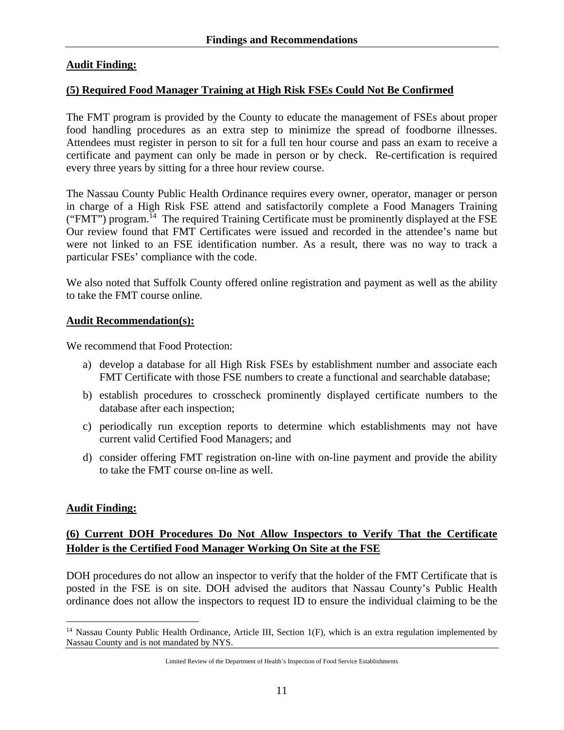**Audit Finding:**

**(5) Required Food Manager Training at High Risk FSEs Could Not Be Confirmed**

The FMT program is provided by the County to educate the management of FSEs about proper food handling procedures as an extra step to minimize the spread of foodborne illnesses. Attendees must register in person to sit for a full ten hour course and pass an exam to receive a certificate and payment can only be made in person or by check. Re-certification is required every three years by sitting for a three hour review course.

The Nassau County Public Health Ordinance requires every owner, operator, manager or person in charge of a High Risk FSE attend and satisfactorily complete a Food Managers Training ("FMT") program.[14] The required Training Certificate must be prominently displayed at the FSE Our review found that FMT Certificates were issued and recorded in the attendee's name but were not linked to an FSE identification number. As a result, there was no way to track a particular FSEs' compliance with the code.

We also noted that Suffolk County offered online registration and payment as well as the ability to take the FMT course online.

**Audit Recommendation(s):**

We recommend that Food Protection:

a) develop a database for all High Risk FSEs by establishment number and associate each FMT Certificate with those FSE numbers to create a functional and searchable database;

b) establish procedures to crosscheck prominently displayed certificate numbers to the database after each inspection;

c) periodically run exception reports to determine which establishments may not have current valid Certified Food Managers; and

d) consider offering FMT registration on-line with on-line payment and provide the ability to take the FMT course on-line as well.

**Audit Finding:**

**(6) Current DOH Procedures Do Not Allow Inspectors to Verify That the Certificate Holder is the Certified Food Manager Working On Site at the FSE**

DOH procedures do not allow an inspector to verify that the holder of the FMT Certificate that is posted in the FSE is on site. DOH advised the auditors that Nassau County's Public Health ordinance does not allow the inspectors to request ID to ensure the individual claiming to be the

[14] Nassau County Public Health Ordinance, Article III, Section 1(F), which is an extra regulation implemented by Nassau County and is not mandated by NYS.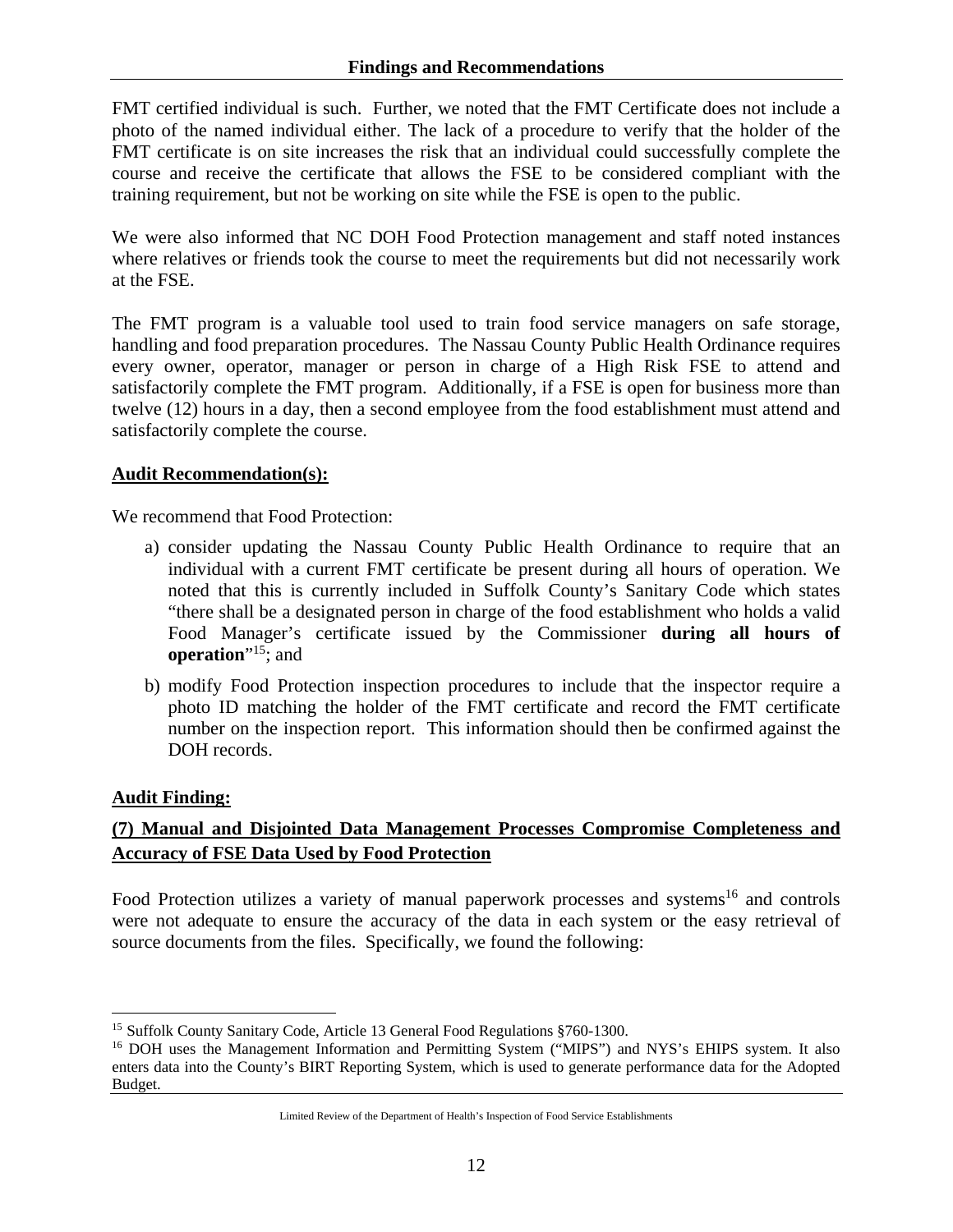FMT certified individual is such. Further, we noted that the FMT Certificate does not include a photo of the named individual either. The lack of a procedure to verify that the holder of the FMT certificate is on site increases the risk that an individual could successfully complete the course and receive the certificate that allows the FSE to be considered compliant with the training requirement, but not be working on site while the FSE is open to the public.

We were also informed that NC DOH Food Protection management and staff noted instances where relatives or friends took the course to meet the requirements but did not necessarily work at the FSE.

The FMT program is a valuable tool used to train food service managers on safe storage, handling and food preparation procedures. The Nassau County Public Health Ordinance requires every owner, operator, manager or person in charge of a High Risk FSE to attend and satisfactorily complete the FMT program. Additionally, if a FSE is open for business more than twelve (12) hours in a day, then a second employee from the food establishment must attend and satisfactorily complete the course.

**Audit Recommendation(s):**

We recommend that Food Protection:

a) consider updating the Nassau County Public Health Ordinance to require that an individual with a current FMT certificate be present during all hours of operation. We noted that this is currently included in Suffolk County's Sanitary Code which states "there shall be a designated person in charge of the food establishment who holds a valid Food Manager's certificate issued by the Commissioner **during all hours of operation**"[15]; and

b) modify Food Protection inspection procedures to include that the inspector require a photo ID matching the holder of the FMT certificate and record the FMT certificate number on the inspection report. This information should then be confirmed against the DOH records.

**Audit Finding:**

**(7) Manual and Disjointed Data Management Processes Compromise Completeness and Accuracy of FSE Data Used by Food Protection**

Food Protection utilizes a variety of manual paperwork processes and systems[16] and controls were not adequate to ensure the accuracy of the data in each system or the easy retrieval of source documents from the files. Specifically, we found the following:

---

[15] Suffolk County Sanitary Code, Article 13 General Food Regulations §760-1300.

[16] DOH uses the Management Information and Permitting System ("MIPS") and NYS's EHIPS system. It also enters data into the County's BIRT Reporting System, which is used to generate performance data for the Adopted Budget.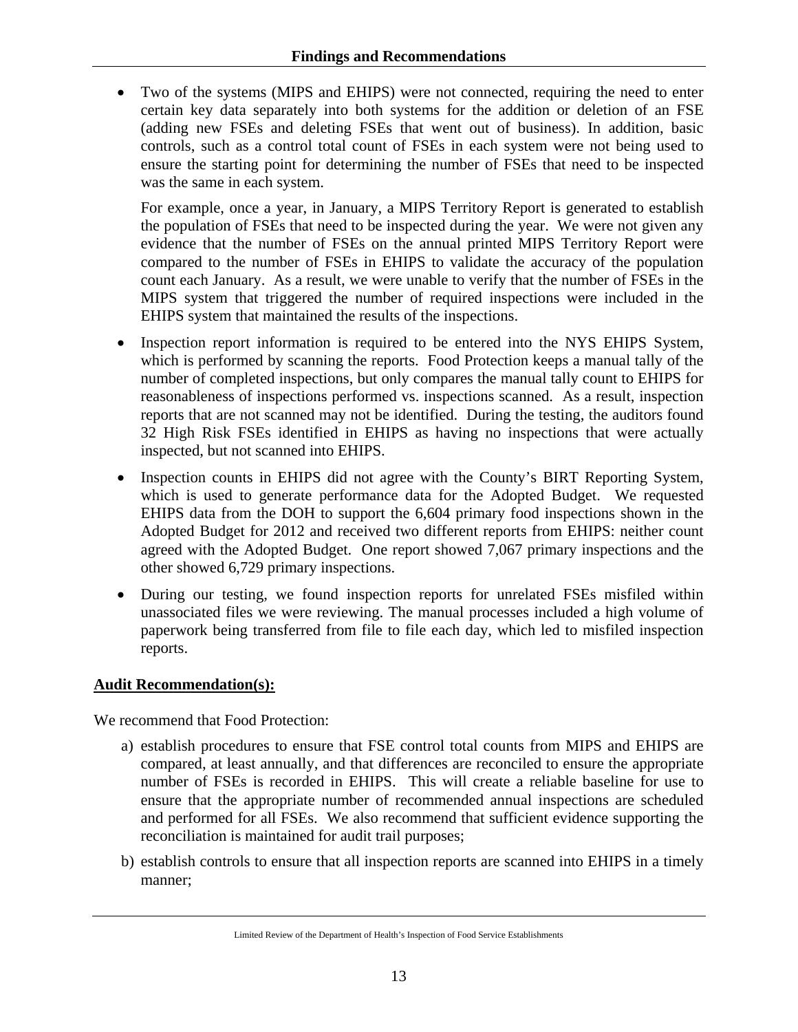- Two of the systems (MIPS and EHIPS) were not connected, requiring the need to enter certain key data separately into both systems for the addition or deletion of an FSE (adding new FSEs and deleting FSEs that went out of business). In addition, basic controls, such as a control total count of FSEs in each system were not being used to ensure the starting point for determining the number of FSEs that need to be inspected was the same in each system.

  For example, once a year, in January, a MIPS Territory Report is generated to establish the population of FSEs that need to be inspected during the year. We were not given any evidence that the number of FSEs on the annual printed MIPS Territory Report were compared to the number of FSEs in EHIPS to validate the accuracy of the population count each January. As a result, we were unable to verify that the number of FSEs in the MIPS system that triggered the number of required inspections were included in the EHIPS system that maintained the results of the inspections.

- Inspection report information is required to be entered into the NYS EHIPS System, which is performed by scanning the reports. Food Protection keeps a manual tally of the number of completed inspections, but only compares the manual tally count to EHIPS for reasonableness of inspections performed vs. inspections scanned. As a result, inspection reports that are not scanned may not be identified. During the testing, the auditors found 32 High Risk FSEs identified in EHIPS as having no inspections that were actually inspected, but not scanned into EHIPS.

- Inspection counts in EHIPS did not agree with the County's BIRT Reporting System, which is used to generate performance data for the Adopted Budget. We requested EHIPS data from the DOH to support the 6,604 primary food inspections shown in the Adopted Budget for 2012 and received two different reports from EHIPS: neither count agreed with the Adopted Budget. One report showed 7,067 primary inspections and the other showed 6,729 primary inspections.

- During our testing, we found inspection reports for unrelated FSEs misfiled within unassociated files we were reviewing. The manual processes included a high volume of paperwork being transferred from file to file each day, which led to misfiled inspection reports.

**Audit Recommendation(s):**

We recommend that Food Protection:

a) establish procedures to ensure that FSE control total counts from MIPS and EHIPS are compared, at least annually, and that differences are reconciled to ensure the appropriate number of FSEs is recorded in EHIPS. This will create a reliable baseline for use to ensure that the appropriate number of recommended annual inspections are scheduled and performed for all FSEs. We also recommend that sufficient evidence supporting the reconciliation is maintained for audit trail purposes;

b) establish controls to ensure that all inspection reports are scanned into EHIPS in a timely manner;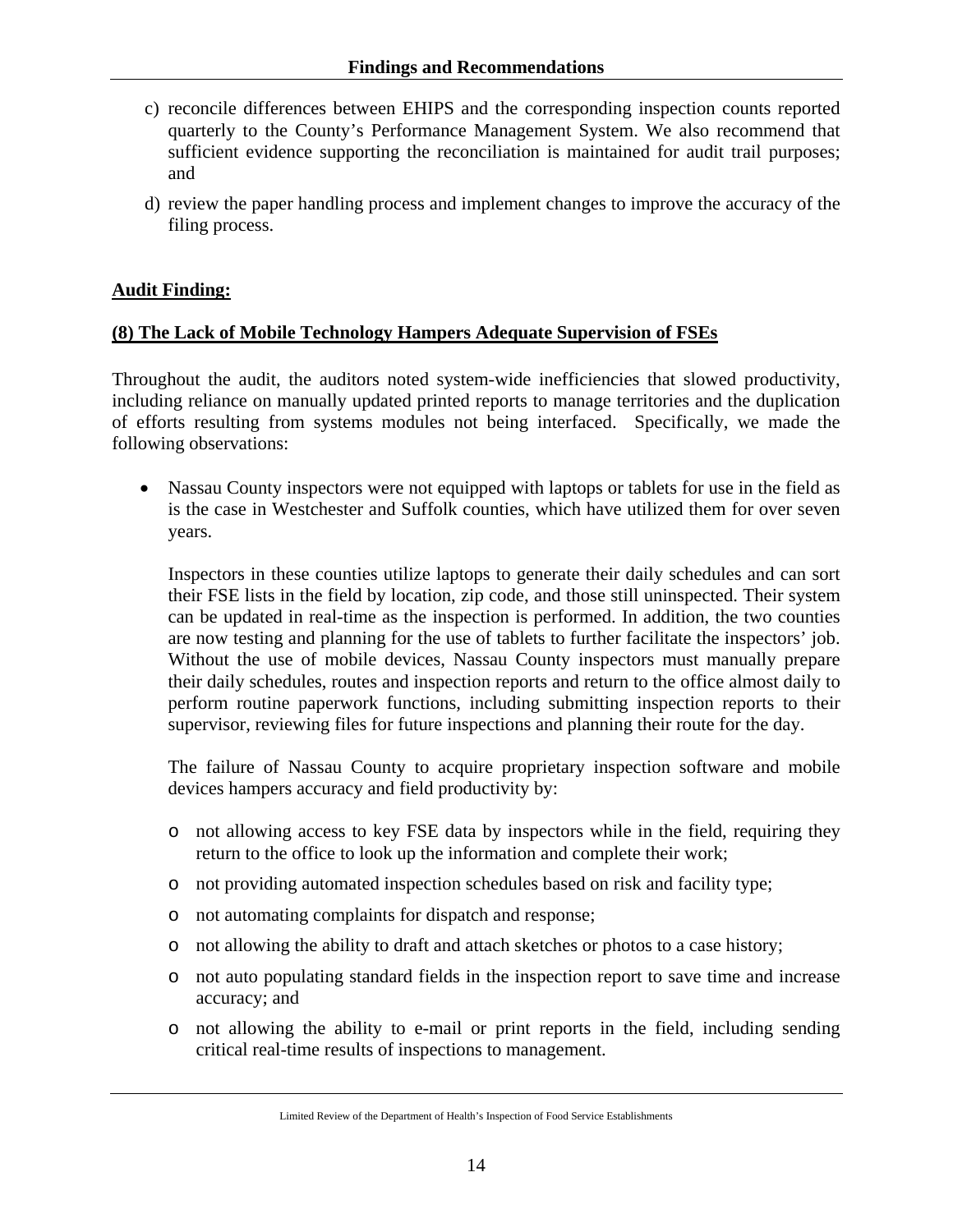c) reconcile differences between EHIPS and the corresponding inspection counts reported quarterly to the County's Performance Management System. We also recommend that sufficient evidence supporting the reconciliation is maintained for audit trail purposes; and

d) review the paper handling process and implement changes to improve the accuracy of the filing process.

**Audit Finding:**

**(8) The Lack of Mobile Technology Hampers Adequate Supervision of FSEs**

Throughout the audit, the auditors noted system-wide inefficiencies that slowed productivity, including reliance on manually updated printed reports to manage territories and the duplication of efforts resulting from systems modules not being interfaced. Specifically, we made the following observations:

- Nassau County inspectors were not equipped with laptops or tablets for use in the field as is the case in Westchester and Suffolk counties, which have utilized them for over seven years.

  Inspectors in these counties utilize laptops to generate their daily schedules and can sort their FSE lists in the field by location, zip code, and those still uninspected. Their system can be updated in real-time as the inspection is performed. In addition, the two counties are now testing and planning for the use of tablets to further facilitate the inspectors' job. Without the use of mobile devices, Nassau County inspectors must manually prepare their daily schedules, routes and inspection reports and return to the office almost daily to perform routine paperwork functions, including submitting inspection reports to their supervisor, reviewing files for future inspections and planning their route for the day.

  The failure of Nassau County to acquire proprietary inspection software and mobile devices hampers accuracy and field productivity by:

  - not allowing access to key FSE data by inspectors while in the field, requiring they return to the office to look up the information and complete their work;
  - not providing automated inspection schedules based on risk and facility type;
  - not automating complaints for dispatch and response;
  - not allowing the ability to draft and attach sketches or photos to a case history;
  - not auto populating standard fields in the inspection report to save time and increase accuracy; and
  - not allowing the ability to e-mail or print reports in the field, including sending critical real-time results of inspections to management.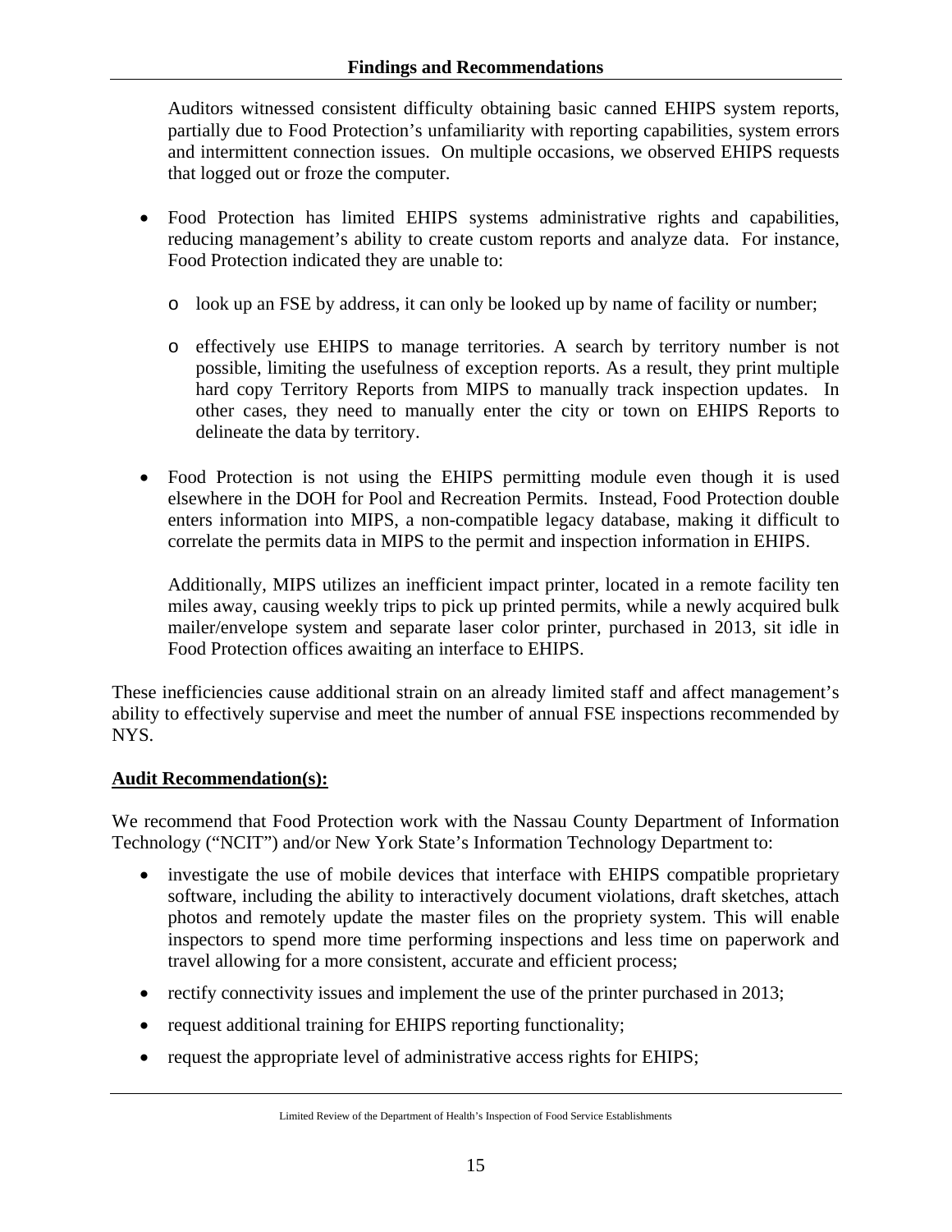Auditors witnessed consistent difficulty obtaining basic canned EHIPS system reports, partially due to Food Protection's unfamiliarity with reporting capabilities, system errors and intermittent connection issues. On multiple occasions, we observed EHIPS requests that logged out or froze the computer.

- Food Protection has limited EHIPS systems administrative rights and capabilities, reducing management's ability to create custom reports and analyze data. For instance, Food Protection indicated they are unable to:
  - look up an FSE by address, it can only be looked up by name of facility or number;
  - effectively use EHIPS to manage territories. A search by territory number is not possible, limiting the usefulness of exception reports. As a result, they print multiple hard copy Territory Reports from MIPS to manually track inspection updates. In other cases, they need to manually enter the city or town on EHIPS Reports to delineate the data by territory.
- Food Protection is not using the EHIPS permitting module even though it is used elsewhere in the DOH for Pool and Recreation Permits. Instead, Food Protection double enters information into MIPS, a non-compatible legacy database, making it difficult to correlate the permits data in MIPS to the permit and inspection information in EHIPS.

  Additionally, MIPS utilizes an inefficient impact printer, located in a remote facility ten miles away, causing weekly trips to pick up printed permits, while a newly acquired bulk mailer/envelope system and separate laser color printer, purchased in 2013, sit idle in Food Protection offices awaiting an interface to EHIPS.

These inefficiencies cause additional strain on an already limited staff and affect management's ability to effectively supervise and meet the number of annual FSE inspections recommended by NYS.

**Audit Recommendation(s):**

We recommend that Food Protection work with the Nassau County Department of Information Technology ("NCIT") and/or New York State's Information Technology Department to:

- investigate the use of mobile devices that interface with EHIPS compatible proprietary software, including the ability to interactively document violations, draft sketches, attach photos and remotely update the master files on the propriety system. This will enable inspectors to spend more time performing inspections and less time on paperwork and travel allowing for a more consistent, accurate and efficient process;
- rectify connectivity issues and implement the use of the printer purchased in 2013;
- request additional training for EHIPS reporting functionality;
- request the appropriate level of administrative access rights for EHIPS;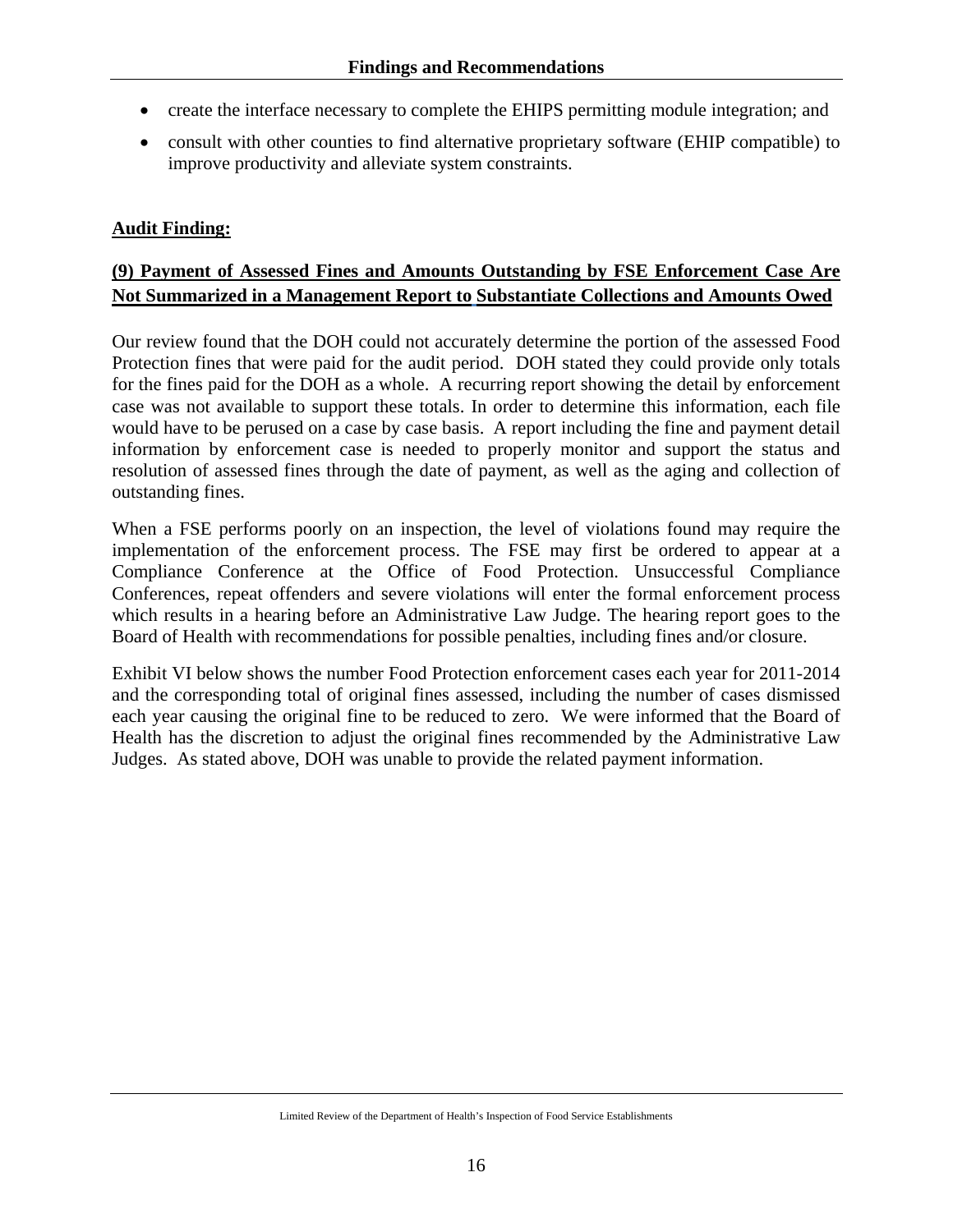- create the interface necessary to complete the EHIPS permitting module integration; and
- consult with other counties to find alternative proprietary software (EHIP compatible) to improve productivity and alleviate system constraints.

**Audit Finding:**

**(9) Payment of Assessed Fines and Amounts Outstanding by FSE Enforcement Case Are Not Summarized in a Management Report to Substantiate Collections and Amounts Owed**

Our review found that the DOH could not accurately determine the portion of the assessed Food Protection fines that were paid for the audit period. DOH stated they could provide only totals for the fines paid for the DOH as a whole. A recurring report showing the detail by enforcement case was not available to support these totals. In order to determine this information, each file would have to be perused on a case by case basis. A report including the fine and payment detail information by enforcement case is needed to properly monitor and support the status and resolution of assessed fines through the date of payment, as well as the aging and collection of outstanding fines.

When a FSE performs poorly on an inspection, the level of violations found may require the implementation of the enforcement process. The FSE may first be ordered to appear at a Compliance Conference at the Office of Food Protection. Unsuccessful Compliance Conferences, repeat offenders and severe violations will enter the formal enforcement process which results in a hearing before an Administrative Law Judge. The hearing report goes to the Board of Health with recommendations for possible penalties, including fines and/or closure.

Exhibit VI below shows the number Food Protection enforcement cases each year for 2011-2014 and the corresponding total of original fines assessed, including the number of cases dismissed each year causing the original fine to be reduced to zero. We were informed that the Board of Health has the discretion to adjust the original fines recommended by the Administrative Law Judges. As stated above, DOH was unable to provide the related payment information.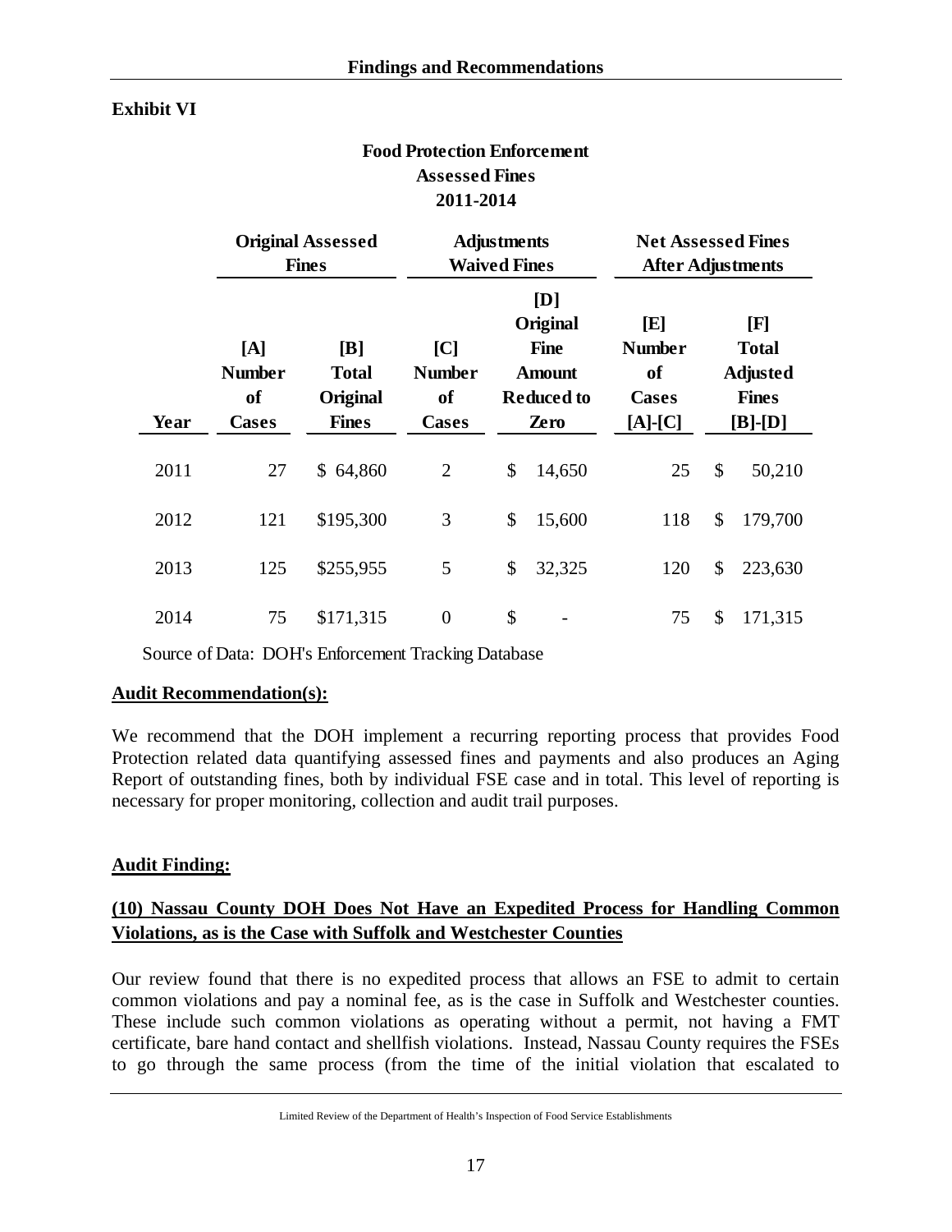**Exhibit VI**

**Food Protection Enforcement**
**Assessed Fines**
**2011-2014**

| | Original Assessed Fines | | Adjustments Waived Fines | | Net Assessed Fines After Adjustments | |
|---|---|---|---|---|---|---|
| **Year** | **[A] Number of Cases** | **[B] Total Original Fines** | **[C] Number of Cases** | **[D] Original Fine Amount Reduced to Zero** | **[E] Number of Cases [A]-[C]** | **[F] Total Adjusted Fines [B]-[D]** |
| 2011 | 27 | $ 64,860 | 2 | $ 14,650 | 25 | $ 50,210 |
| 2012 | 121 | $195,300 | 3 | $ 15,600 | 118 | $ 179,700 |
| 2013 | 125 | $255,955 | 5 | $ 32,325 | 120 | $ 223,630 |
| 2014 | 75 | $171,315 | 0 | $ - | 75 | $ 171,315 |

Source of Data: DOH's Enforcement Tracking Database

**Audit Recommendation(s):**

We recommend that the DOH implement a recurring reporting process that provides Food Protection related data quantifying assessed fines and payments and also produces an Aging Report of outstanding fines, both by individual FSE case and in total. This level of reporting is necessary for proper monitoring, collection and audit trail purposes.

**Audit Finding:**

**(10) Nassau County DOH Does Not Have an Expedited Process for Handling Common Violations, as is the Case with Suffolk and Westchester Counties**

Our review found that there is no expedited process that allows an FSE to admit to certain common violations and pay a nominal fee, as is the case in Suffolk and Westchester counties. These include such common violations as operating without a permit, not having a FMT certificate, bare hand contact and shellfish violations. Instead, Nassau County requires the FSEs to go through the same process (from the time of the initial violation that escalated to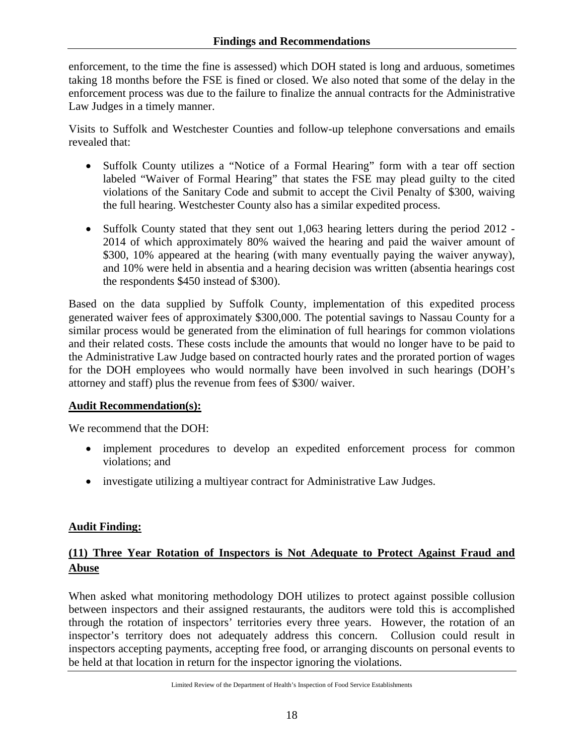enforcement, to the time the fine is assessed) which DOH stated is long and arduous, sometimes taking 18 months before the FSE is fined or closed. We also noted that some of the delay in the enforcement process was due to the failure to finalize the annual contracts for the Administrative Law Judges in a timely manner.

Visits to Suffolk and Westchester Counties and follow-up telephone conversations and emails revealed that:

- Suffolk County utilizes a "Notice of a Formal Hearing" form with a tear off section labeled "Waiver of Formal Hearing" that states the FSE may plead guilty to the cited violations of the Sanitary Code and submit to accept the Civil Penalty of $300, waiving the full hearing. Westchester County also has a similar expedited process.
- Suffolk County stated that they sent out 1,063 hearing letters during the period 2012 - 2014 of which approximately 80% waived the hearing and paid the waiver amount of $300, 10% appeared at the hearing (with many eventually paying the waiver anyway), and 10% were held in absentia and a hearing decision was written (absentia hearings cost the respondents $450 instead of $300).

Based on the data supplied by Suffolk County, implementation of this expedited process generated waiver fees of approximately $300,000. The potential savings to Nassau County for a similar process would be generated from the elimination of full hearings for common violations and their related costs. These costs include the amounts that would no longer have to be paid to the Administrative Law Judge based on contracted hourly rates and the prorated portion of wages for the DOH employees who would normally have been involved in such hearings (DOH's attorney and staff) plus the revenue from fees of $300/ waiver.

**Audit Recommendation(s):**

We recommend that the DOH:

- implement procedures to develop an expedited enforcement process for common violations; and
- investigate utilizing a multiyear contract for Administrative Law Judges.

**Audit Finding:**

**(11) Three Year Rotation of Inspectors is Not Adequate to Protect Against Fraud and Abuse**

When asked what monitoring methodology DOH utilizes to protect against possible collusion between inspectors and their assigned restaurants, the auditors were told this is accomplished through the rotation of inspectors' territories every three years. However, the rotation of an inspector's territory does not adequately address this concern. Collusion could result in inspectors accepting payments, accepting free food, or arranging discounts on personal events to be held at that location in return for the inspector ignoring the violations.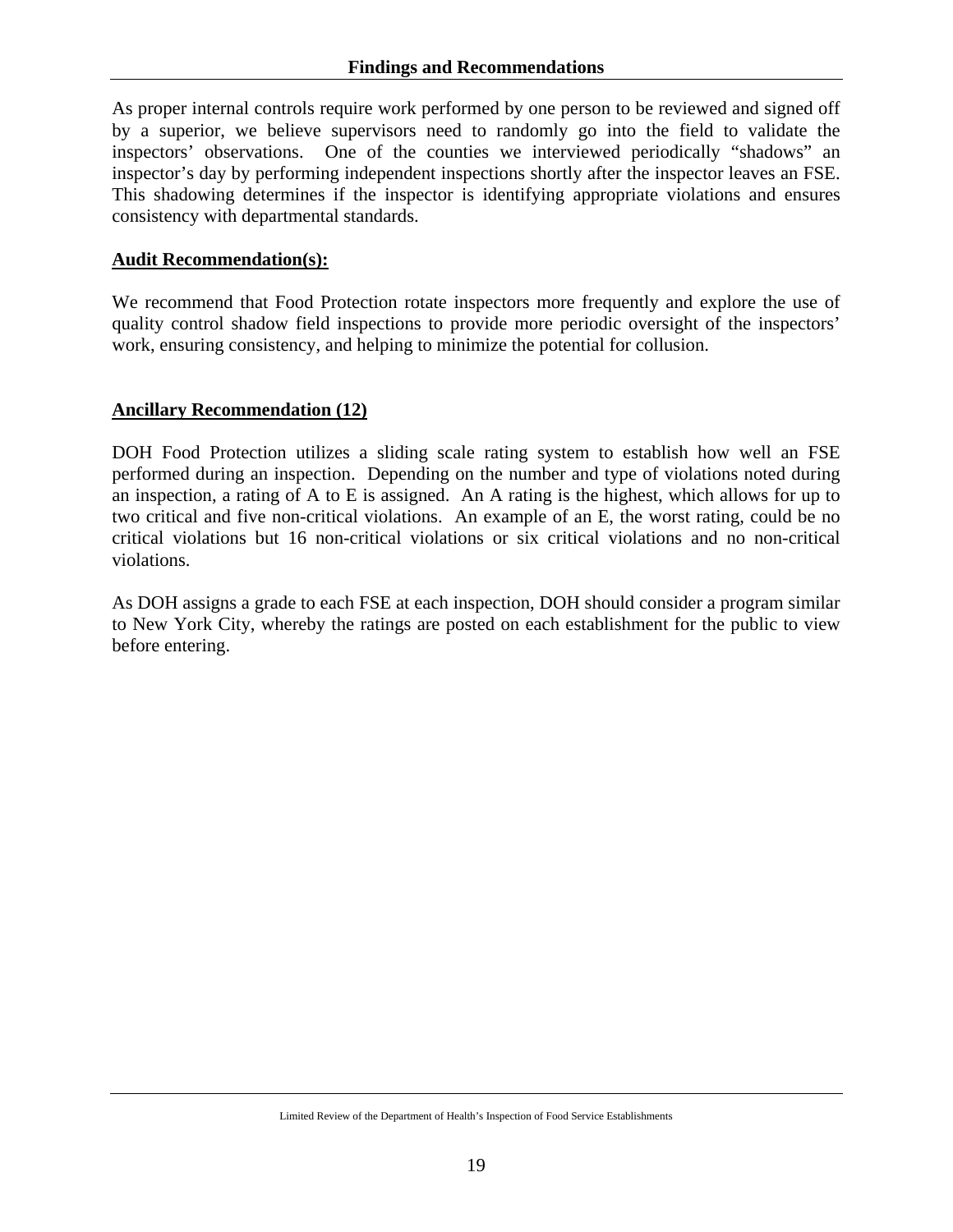As proper internal controls require work performed by one person to be reviewed and signed off by a superior, we believe supervisors need to randomly go into the field to validate the inspectors' observations. One of the counties we interviewed periodically "shadows" an inspector's day by performing independent inspections shortly after the inspector leaves an FSE. This shadowing determines if the inspector is identifying appropriate violations and ensures consistency with departmental standards.

**Audit Recommendation(s):**

We recommend that Food Protection rotate inspectors more frequently and explore the use of quality control shadow field inspections to provide more periodic oversight of the inspectors' work, ensuring consistency, and helping to minimize the potential for collusion.

**Ancillary Recommendation (12)**

DOH Food Protection utilizes a sliding scale rating system to establish how well an FSE performed during an inspection. Depending on the number and type of violations noted during an inspection, a rating of A to E is assigned. An A rating is the highest, which allows for up to two critical and five non-critical violations. An example of an E, the worst rating, could be no critical violations but 16 non-critical violations or six critical violations and no non-critical violations.

As DOH assigns a grade to each FSE at each inspection, DOH should consider a program similar to New York City, whereby the ratings are posted on each establishment for the public to view before entering.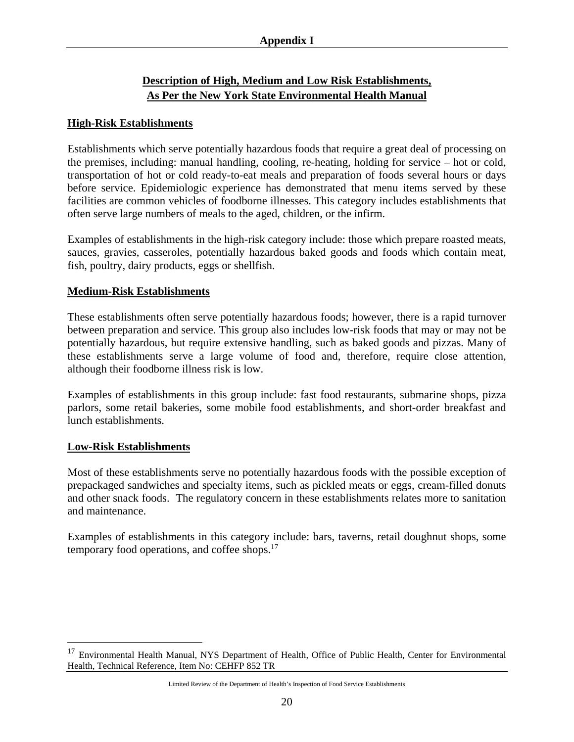## Appendix I

### Description of High, Medium and Low Risk Establishments, As Per the New York State Environmental Health Manual

#### High-Risk Establishments

Establishments which serve potentially hazardous foods that require a great deal of processing on the premises, including: manual handling, cooling, re-heating, holding for service – hot or cold, transportation of hot or cold ready-to-eat meals and preparation of foods several hours or days before service. Epidemiologic experience has demonstrated that menu items served by these facilities are common vehicles of foodborne illnesses. This category includes establishments that often serve large numbers of meals to the aged, children, or the infirm.

Examples of establishments in the high-risk category include: those which prepare roasted meats, sauces, gravies, casseroles, potentially hazardous baked goods and foods which contain meat, fish, poultry, dairy products, eggs or shellfish.

#### Medium-Risk Establishments

These establishments often serve potentially hazardous foods; however, there is a rapid turnover between preparation and service. This group also includes low-risk foods that may or may not be potentially hazardous, but require extensive handling, such as baked goods and pizzas. Many of these establishments serve a large volume of food and, therefore, require close attention, although their foodborne illness risk is low.

Examples of establishments in this group include: fast food restaurants, submarine shops, pizza parlors, some retail bakeries, some mobile food establishments, and short-order breakfast and lunch establishments.

#### Low-Risk Establishments

Most of these establishments serve no potentially hazardous foods with the possible exception of prepackaged sandwiches and specialty items, such as pickled meats or eggs, cream-filled donuts and other snack foods. The regulatory concern in these establishments relates more to sanitation and maintenance.

Examples of establishments in this category include: bars, taverns, retail doughnut shops, some temporary food operations, and coffee shops.[17]

---

[17] Environmental Health Manual, NYS Department of Health, Office of Public Health, Center for Environmental Health, Technical Reference, Item No: CEHFP 852 TR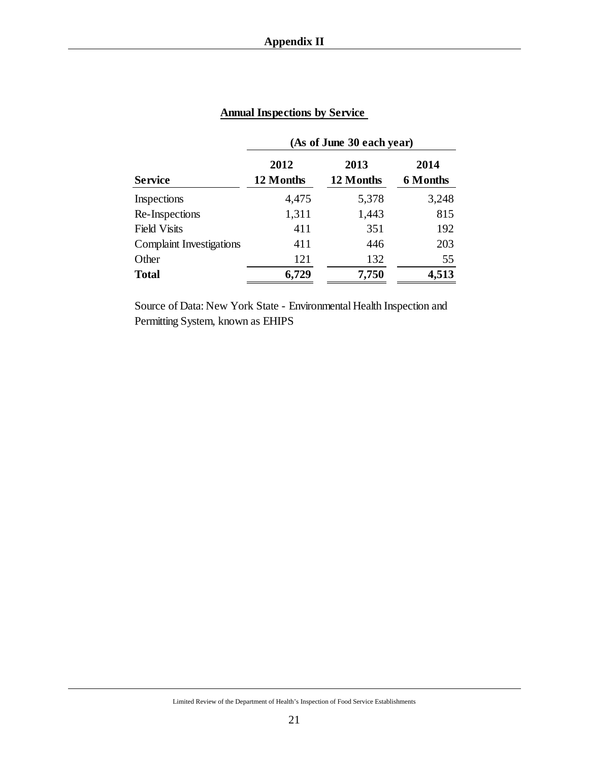# Appendix II

**Annual Inspections by Service**

| Service | (As of June 30 each year) | | |
|---|---|---|---|
| | **2012 12 Months** | **2013 12 Months** | **2014 6 Months** |
| Inspections | 4,475 | 5,378 | 3,248 |
| Re-Inspections | 1,311 | 1,443 | 815 |
| Field Visits | 411 | 351 | 192 |
| Complaint Investigations | 411 | 446 | 203 |
| Other | 121 | 132 | 55 |
| **Total** | **6,729** | **7,750** | **4,513** |

Source of Data: New York State - Environmental Health Inspection and Permitting System, known as EHIPS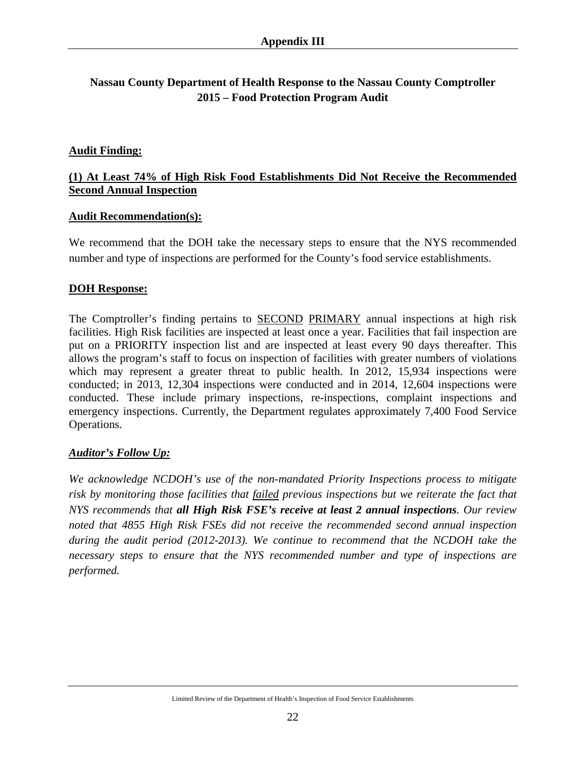# Appendix III

## Nassau County Department of Health Response to the Nassau County Comptroller 2015 – Food Protection Program Audit

**Audit Finding:**

**(1) At Least 74% of High Risk Food Establishments Did Not Receive the Recommended Second Annual Inspection**

**Audit Recommendation(s):**

We recommend that the DOH take the necessary steps to ensure that the NYS recommended number and type of inspections are performed for the County's food service establishments.

**DOH Response:**

The Comptroller's finding pertains to SECOND PRIMARY annual inspections at high risk facilities. High Risk facilities are inspected at least once a year. Facilities that fail inspection are put on a PRIORITY inspection list and are inspected at least every 90 days thereafter. This allows the program's staff to focus on inspection of facilities with greater numbers of violations which may represent a greater threat to public health. In 2012, 15,934 inspections were conducted; in 2013, 12,304 inspections were conducted and in 2014, 12,604 inspections were conducted. These include primary inspections, re-inspections, complaint inspections and emergency inspections. Currently, the Department regulates approximately 7,400 Food Service Operations.

***Auditor's Follow Up:***

*We acknowledge NCDOH's use of the non-mandated Priority Inspections process to mitigate risk by monitoring those facilities that failed previous inspections but we reiterate the fact that NYS recommends that **all High Risk FSE's receive at least 2 annual inspections**. Our review noted that 4855 High Risk FSEs did not receive the recommended second annual inspection during the audit period (2012-2013). We continue to recommend that the NCDOH take the necessary steps to ensure that the NYS recommended number and type of inspections are performed.*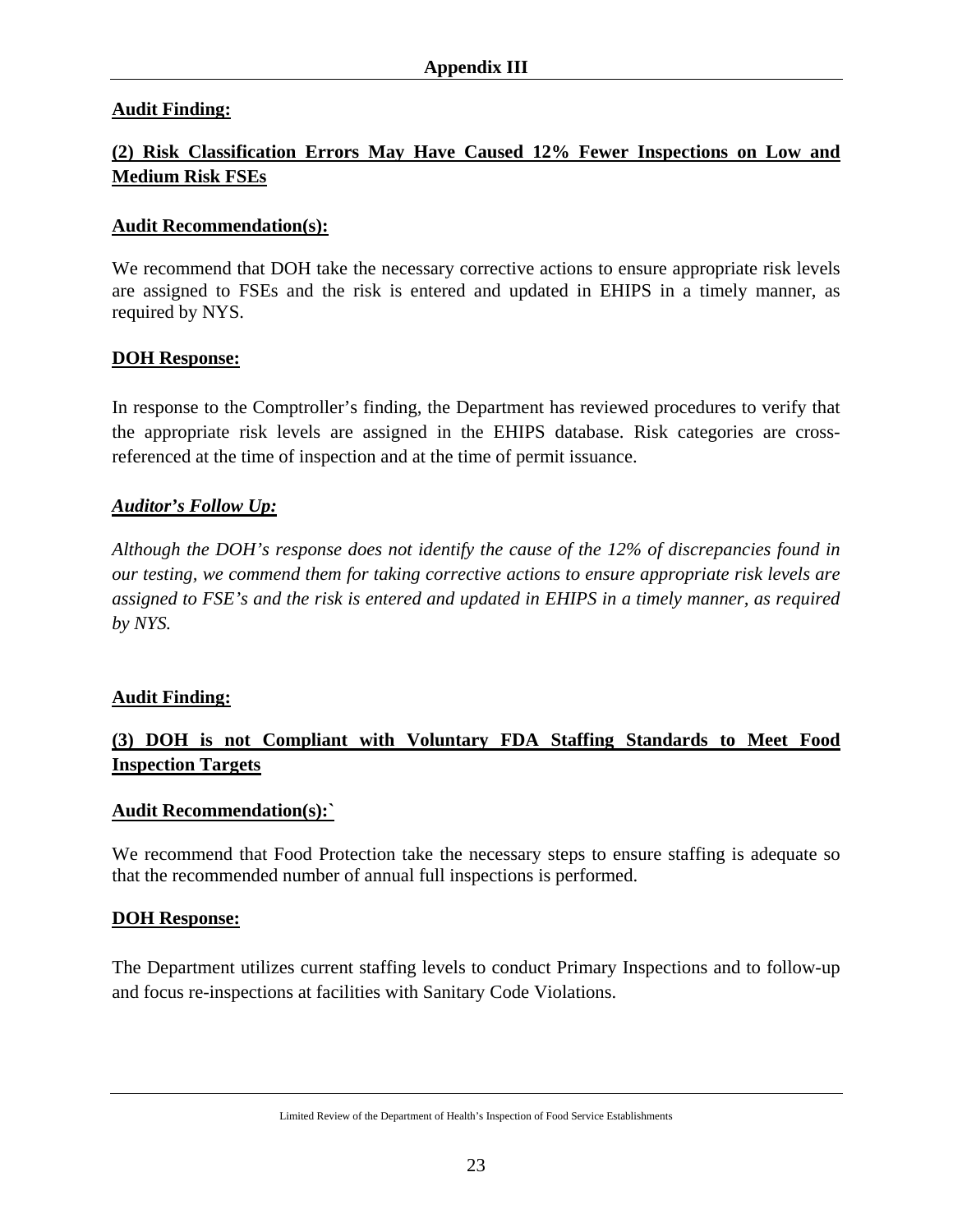## Appendix III

**Audit Finding:**

**(2) Risk Classification Errors May Have Caused 12% Fewer Inspections on Low and Medium Risk FSEs**

**Audit Recommendation(s):**

We recommend that DOH take the necessary corrective actions to ensure appropriate risk levels are assigned to FSEs and the risk is entered and updated in EHIPS in a timely manner, as required by NYS.

**DOH Response:**

In response to the Comptroller's finding, the Department has reviewed procedures to verify that the appropriate risk levels are assigned in the EHIPS database. Risk categories are cross-referenced at the time of inspection and at the time of permit issuance.

***Auditor's Follow Up:***

*Although the DOH's response does not identify the cause of the 12% of discrepancies found in our testing, we commend them for taking corrective actions to ensure appropriate risk levels are assigned to FSE's and the risk is entered and updated in EHIPS in a timely manner, as required by NYS.*

**Audit Finding:**

**(3) DOH is not Compliant with Voluntary FDA Staffing Standards to Meet Food Inspection Targets**

**Audit Recommendation(s):`**

We recommend that Food Protection take the necessary steps to ensure staffing is adequate so that the recommended number of annual full inspections is performed.

**DOH Response:**

The Department utilizes current staffing levels to conduct Primary Inspections and to follow-up and focus re-inspections at facilities with Sanitary Code Violations.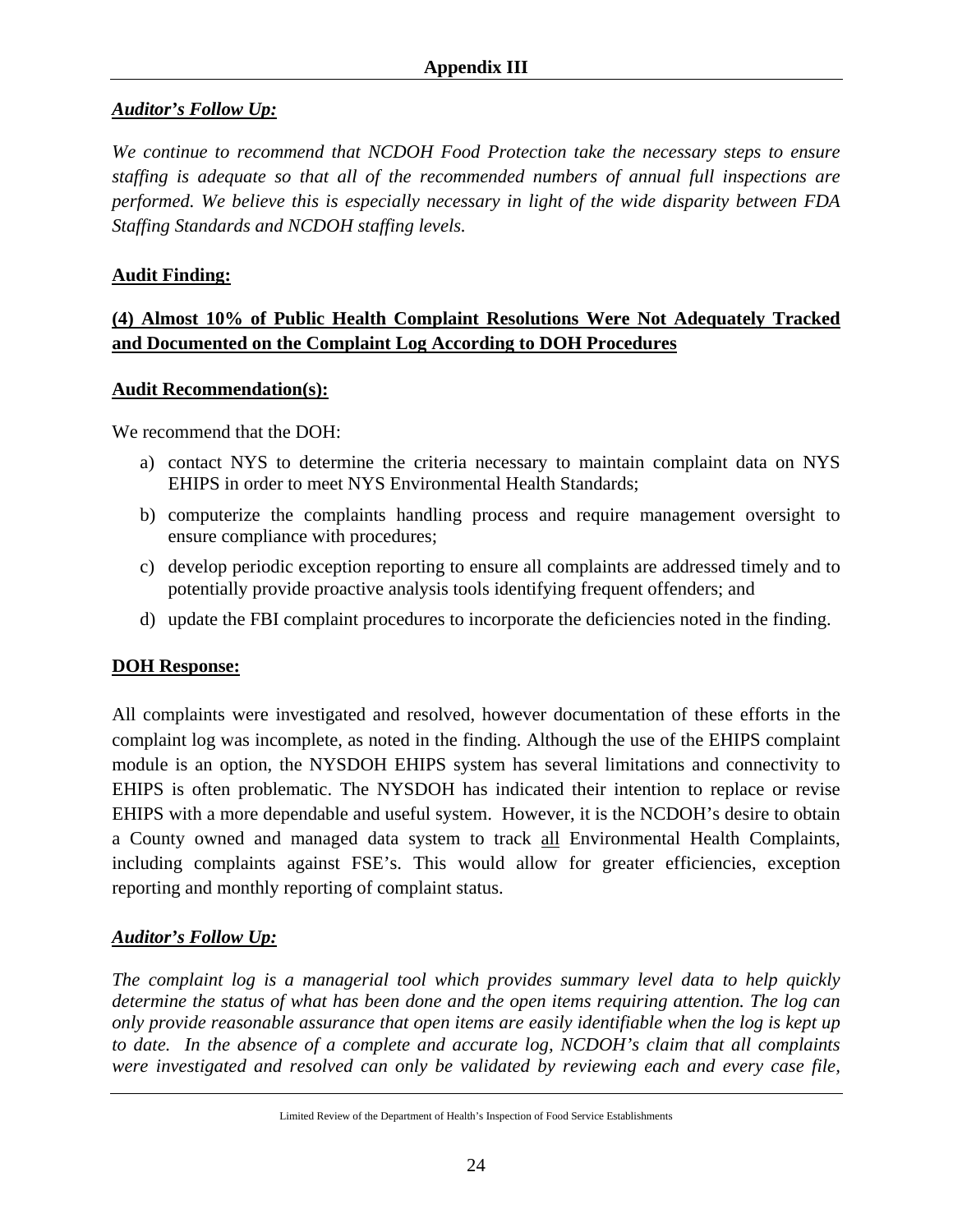## Appendix III

***Auditor's Follow Up:***

*We continue to recommend that NCDOH Food Protection take the necessary steps to ensure staffing is adequate so that all of the recommended numbers of annual full inspections are performed. We believe this is especially necessary in light of the wide disparity between FDA Staffing Standards and NCDOH staffing levels.*

**Audit Finding:**

**(4) Almost 10% of Public Health Complaint Resolutions Were Not Adequately Tracked and Documented on the Complaint Log According to DOH Procedures**

**Audit Recommendation(s):**

We recommend that the DOH:

a) contact NYS to determine the criteria necessary to maintain complaint data on NYS EHIPS in order to meet NYS Environmental Health Standards;
b) computerize the complaints handling process and require management oversight to ensure compliance with procedures;
c) develop periodic exception reporting to ensure all complaints are addressed timely and to potentially provide proactive analysis tools identifying frequent offenders; and
d) update the FBI complaint procedures to incorporate the deficiencies noted in the finding.

**DOH Response:**

All complaints were investigated and resolved, however documentation of these efforts in the complaint log was incomplete, as noted in the finding. Although the use of the EHIPS complaint module is an option, the NYSDOH EHIPS system has several limitations and connectivity to EHIPS is often problematic. The NYSDOH has indicated their intention to replace or revise EHIPS with a more dependable and useful system. However, it is the NCDOH's desire to obtain a County owned and managed data system to track all Environmental Health Complaints, including complaints against FSE's. This would allow for greater efficiencies, exception reporting and monthly reporting of complaint status.

***Auditor's Follow Up:***

*The complaint log is a managerial tool which provides summary level data to help quickly determine the status of what has been done and the open items requiring attention. The log can only provide reasonable assurance that open items are easily identifiable when the log is kept up to date. In the absence of a complete and accurate log, NCDOH's claim that all complaints were investigated and resolved can only be validated by reviewing each and every case file,*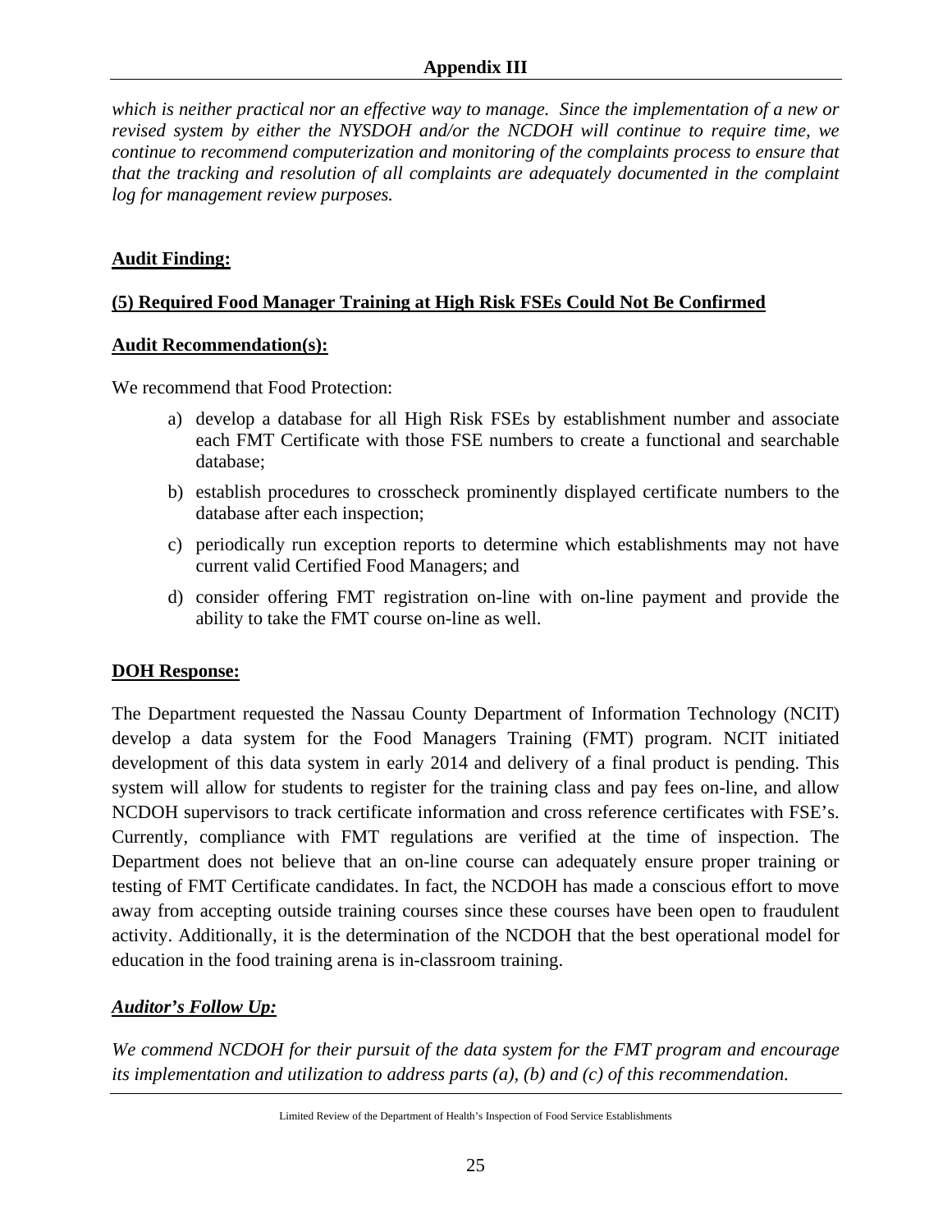*which is neither practical nor an effective way to manage. Since the implementation of a new or revised system by either the NYSDOH and/or the NCDOH will continue to require time, we continue to recommend computerization and monitoring of the complaints process to ensure that that the tracking and resolution of all complaints are adequately documented in the complaint log for management review purposes.*

**Audit Finding:**

**(5) Required Food Manager Training at High Risk FSEs Could Not Be Confirmed**

**Audit Recommendation(s):**

We recommend that Food Protection:

a) develop a database for all High Risk FSEs by establishment number and associate each FMT Certificate with those FSE numbers to create a functional and searchable database;

b) establish procedures to crosscheck prominently displayed certificate numbers to the database after each inspection;

c) periodically run exception reports to determine which establishments may not have current valid Certified Food Managers; and

d) consider offering FMT registration on-line with on-line payment and provide the ability to take the FMT course on-line as well.

**DOH Response:**

The Department requested the Nassau County Department of Information Technology (NCIT) develop a data system for the Food Managers Training (FMT) program. NCIT initiated development of this data system in early 2014 and delivery of a final product is pending. This system will allow for students to register for the training class and pay fees on-line, and allow NCDOH supervisors to track certificate information and cross reference certificates with FSE's. Currently, compliance with FMT regulations are verified at the time of inspection. The Department does not believe that an on-line course can adequately ensure proper training or testing of FMT Certificate candidates. In fact, the NCDOH has made a conscious effort to move away from accepting outside training courses since these courses have been open to fraudulent activity. Additionally, it is the determination of the NCDOH that the best operational model for education in the food training arena is in-classroom training.

***Auditor's Follow Up:***

*We commend NCDOH for their pursuit of the data system for the FMT program and encourage its implementation and utilization to address parts (a), (b) and (c) of this recommendation.*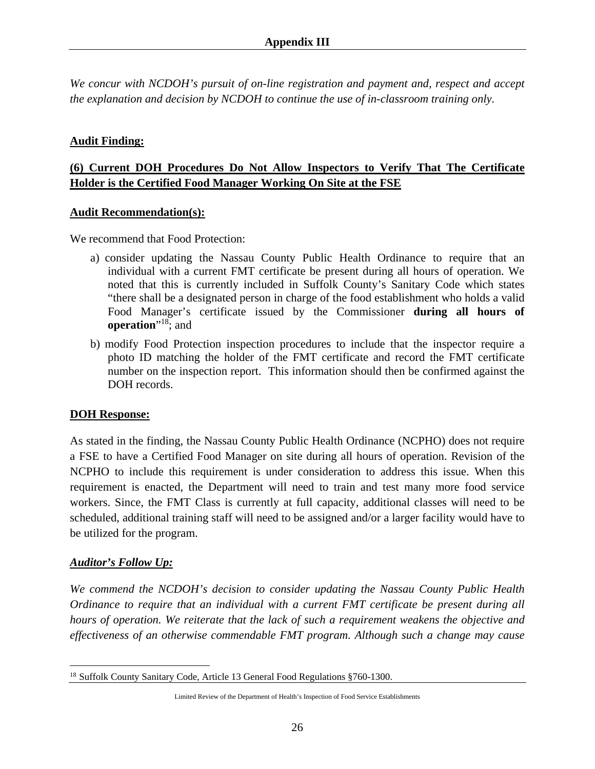## Appendix III

*We concur with NCDOH's pursuit of on-line registration and payment and, respect and accept the explanation and decision by NCDOH to continue the use of in-classroom training only.*

**Audit Finding:**

**(6) Current DOH Procedures Do Not Allow Inspectors to Verify That The Certificate Holder is the Certified Food Manager Working On Site at the FSE**

**Audit Recommendation(s):**

We recommend that Food Protection:

a) consider updating the Nassau County Public Health Ordinance to require that an individual with a current FMT certificate be present during all hours of operation. We noted that this is currently included in Suffolk County's Sanitary Code which states "there shall be a designated person in charge of the food establishment who holds a valid Food Manager's certificate issued by the Commissioner **during all hours of operation**"[18]; and

b) modify Food Protection inspection procedures to include that the inspector require a photo ID matching the holder of the FMT certificate and record the FMT certificate number on the inspection report. This information should then be confirmed against the DOH records.

**DOH Response:**

As stated in the finding, the Nassau County Public Health Ordinance (NCPHO) does not require a FSE to have a Certified Food Manager on site during all hours of operation. Revision of the NCPHO to include this requirement is under consideration to address this issue. When this requirement is enacted, the Department will need to train and test many more food service workers. Since, the FMT Class is currently at full capacity, additional classes will need to be scheduled, additional training staff will need to be assigned and/or a larger facility would have to be utilized for the program.

***Auditor's Follow Up:***

*We commend the NCDOH's decision to consider updating the Nassau County Public Health Ordinance to require that an individual with a current FMT certificate be present during all hours of operation. We reiterate that the lack of such a requirement weakens the objective and effectiveness of an otherwise commendable FMT program. Although such a change may cause*

[18] Suffolk County Sanitary Code, Article 13 General Food Regulations §760-1300.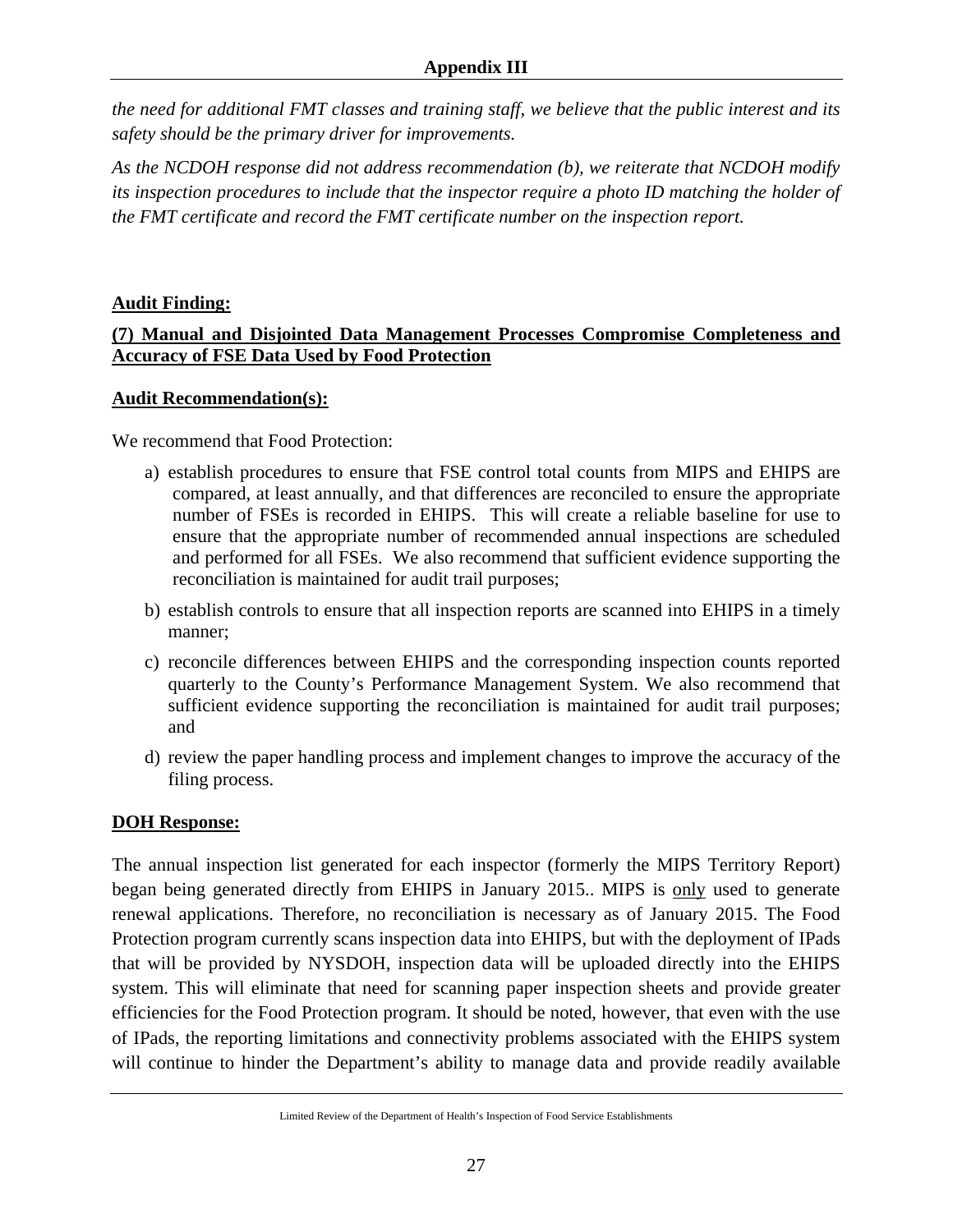*the need for additional FMT classes and training staff, we believe that the public interest and its safety should be the primary driver for improvements.*

*As the NCDOH response did not address recommendation (b), we reiterate that NCDOH modify its inspection procedures to include that the inspector require a photo ID matching the holder of the FMT certificate and record the FMT certificate number on the inspection report.*

**Audit Finding:**

**(7) Manual and Disjointed Data Management Processes Compromise Completeness and Accuracy of FSE Data Used by Food Protection**

**Audit Recommendation(s):**

We recommend that Food Protection:

a) establish procedures to ensure that FSE control total counts from MIPS and EHIPS are compared, at least annually, and that differences are reconciled to ensure the appropriate number of FSEs is recorded in EHIPS. This will create a reliable baseline for use to ensure that the appropriate number of recommended annual inspections are scheduled and performed for all FSEs. We also recommend that sufficient evidence supporting the reconciliation is maintained for audit trail purposes;

b) establish controls to ensure that all inspection reports are scanned into EHIPS in a timely manner;

c) reconcile differences between EHIPS and the corresponding inspection counts reported quarterly to the County's Performance Management System. We also recommend that sufficient evidence supporting the reconciliation is maintained for audit trail purposes; and

d) review the paper handling process and implement changes to improve the accuracy of the filing process.

**DOH Response:**

The annual inspection list generated for each inspector (formerly the MIPS Territory Report) began being generated directly from EHIPS in January 2015.. MIPS is only used to generate renewal applications. Therefore, no reconciliation is necessary as of January 2015. The Food Protection program currently scans inspection data into EHIPS, but with the deployment of IPads that will be provided by NYSDOH, inspection data will be uploaded directly into the EHIPS system. This will eliminate that need for scanning paper inspection sheets and provide greater efficiencies for the Food Protection program. It should be noted, however, that even with the use of IPads, the reporting limitations and connectivity problems associated with the EHIPS system will continue to hinder the Department's ability to manage data and provide readily available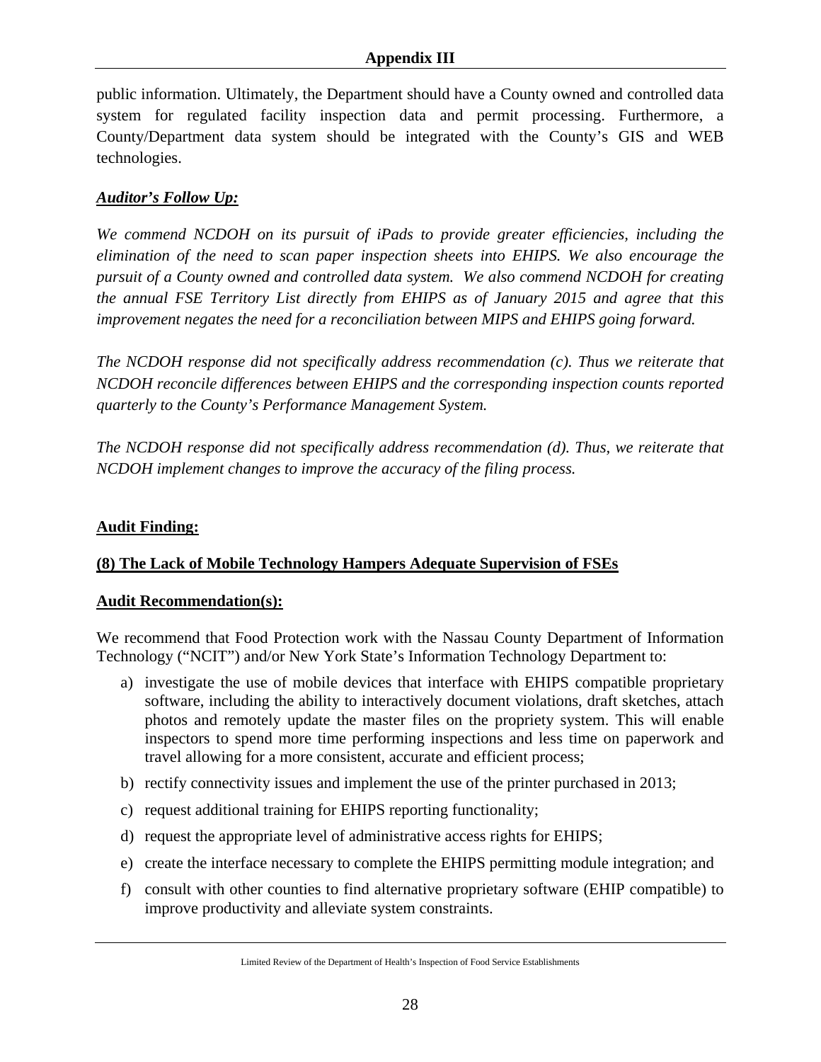public information. Ultimately, the Department should have a County owned and controlled data system for regulated facility inspection data and permit processing. Furthermore, a County/Department data system should be integrated with the County's GIS and WEB technologies.

***Auditor's Follow Up:***

*We commend NCDOH on its pursuit of iPads to provide greater efficiencies, including the elimination of the need to scan paper inspection sheets into EHIPS. We also encourage the pursuit of a County owned and controlled data system. We also commend NCDOH for creating the annual FSE Territory List directly from EHIPS as of January 2015 and agree that this improvement negates the need for a reconciliation between MIPS and EHIPS going forward.*

*The NCDOH response did not specifically address recommendation (c). Thus we reiterate that NCDOH reconcile differences between EHIPS and the corresponding inspection counts reported quarterly to the County's Performance Management System.*

*The NCDOH response did not specifically address recommendation (d). Thus, we reiterate that NCDOH implement changes to improve the accuracy of the filing process.*

**Audit Finding:**

**(8) The Lack of Mobile Technology Hampers Adequate Supervision of FSEs**

**Audit Recommendation(s):**

We recommend that Food Protection work with the Nassau County Department of Information Technology ("NCIT") and/or New York State's Information Technology Department to:

a) investigate the use of mobile devices that interface with EHIPS compatible proprietary software, including the ability to interactively document violations, draft sketches, attach photos and remotely update the master files on the propriety system. This will enable inspectors to spend more time performing inspections and less time on paperwork and travel allowing for a more consistent, accurate and efficient process;

b) rectify connectivity issues and implement the use of the printer purchased in 2013;

c) request additional training for EHIPS reporting functionality;

d) request the appropriate level of administrative access rights for EHIPS;

e) create the interface necessary to complete the EHIPS permitting module integration; and

f) consult with other counties to find alternative proprietary software (EHIP compatible) to improve productivity and alleviate system constraints.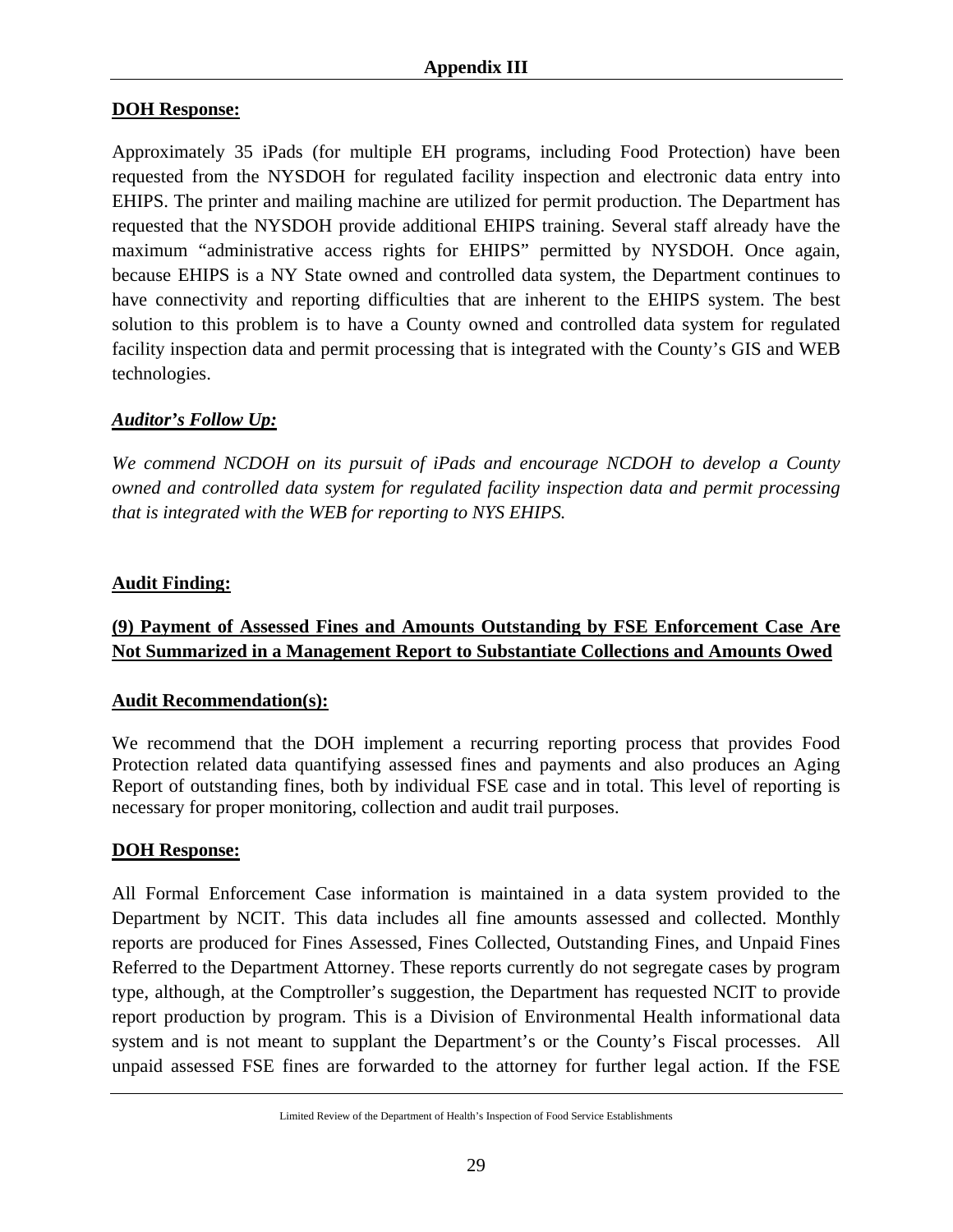## Appendix III

**DOH Response:**

Approximately 35 iPads (for multiple EH programs, including Food Protection) have been requested from the NYSDOH for regulated facility inspection and electronic data entry into EHIPS. The printer and mailing machine are utilized for permit production. The Department has requested that the NYSDOH provide additional EHIPS training. Several staff already have the maximum "administrative access rights for EHIPS" permitted by NYSDOH. Once again, because EHIPS is a NY State owned and controlled data system, the Department continues to have connectivity and reporting difficulties that are inherent to the EHIPS system. The best solution to this problem is to have a County owned and controlled data system for regulated facility inspection data and permit processing that is integrated with the County's GIS and WEB technologies.

***Auditor's Follow Up:***

*We commend NCDOH on its pursuit of iPads and encourage NCDOH to develop a County owned and controlled data system for regulated facility inspection data and permit processing that is integrated with the WEB for reporting to NYS EHIPS.*

**Audit Finding:**

**(9) Payment of Assessed Fines and Amounts Outstanding by FSE Enforcement Case Are Not Summarized in a Management Report to Substantiate Collections and Amounts Owed**

**Audit Recommendation(s):**

We recommend that the DOH implement a recurring reporting process that provides Food Protection related data quantifying assessed fines and payments and also produces an Aging Report of outstanding fines, both by individual FSE case and in total. This level of reporting is necessary for proper monitoring, collection and audit trail purposes.

**DOH Response:**

All Formal Enforcement Case information is maintained in a data system provided to the Department by NCIT. This data includes all fine amounts assessed and collected. Monthly reports are produced for Fines Assessed, Fines Collected, Outstanding Fines, and Unpaid Fines Referred to the Department Attorney. These reports currently do not segregate cases by program type, although, at the Comptroller's suggestion, the Department has requested NCIT to provide report production by program. This is a Division of Environmental Health informational data system and is not meant to supplant the Department's or the County's Fiscal processes. All unpaid assessed FSE fines are forwarded to the attorney for further legal action. If the FSE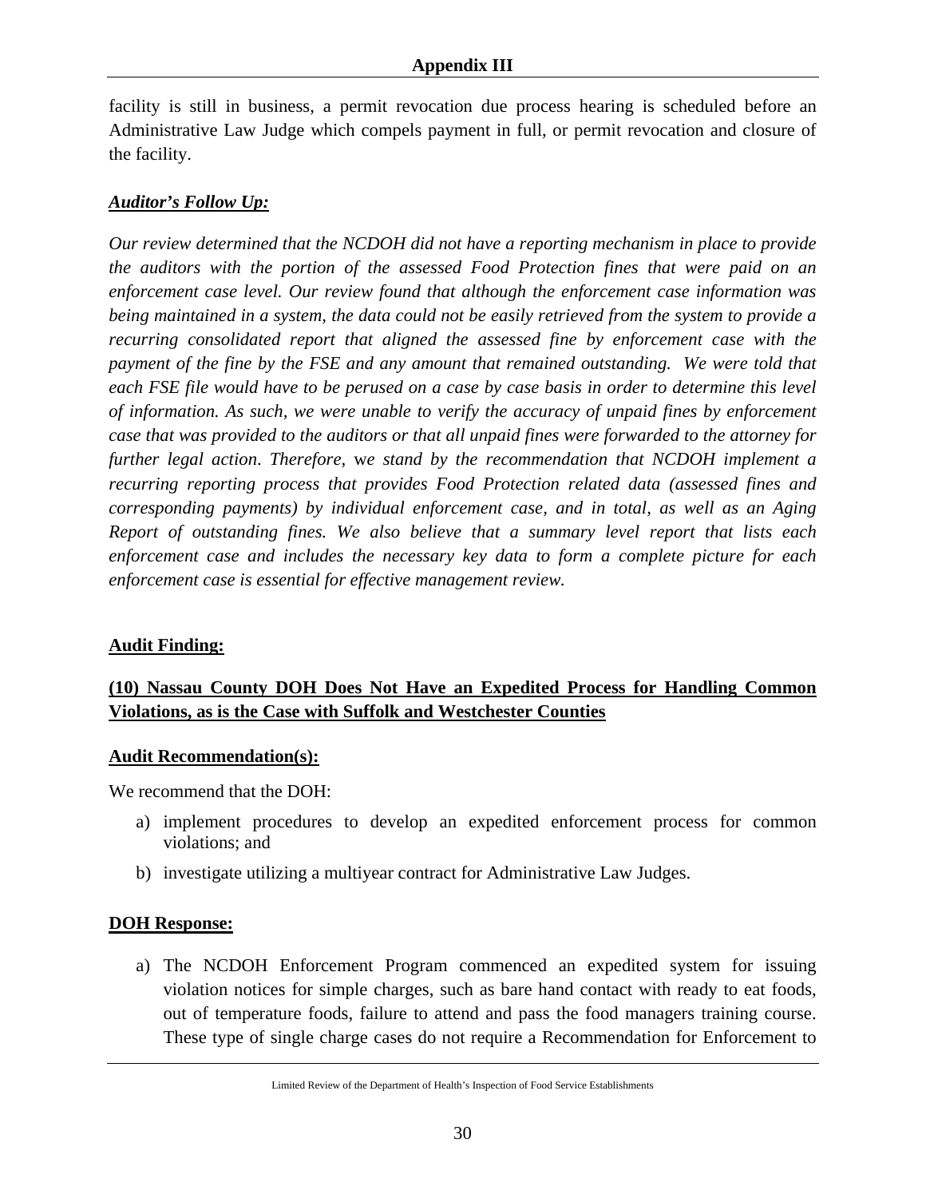facility is still in business, a permit revocation due process hearing is scheduled before an Administrative Law Judge which compels payment in full, or permit revocation and closure of the facility.

***Auditor's Follow Up:***

*Our review determined that the NCDOH did not have a reporting mechanism in place to provide the auditors with the portion of the assessed Food Protection fines that were paid on an enforcement case level. Our review found that although the enforcement case information was being maintained in a system, the data could not be easily retrieved from the system to provide a recurring consolidated report that aligned the assessed fine by enforcement case with the payment of the fine by the FSE and any amount that remained outstanding. We were told that each FSE file would have to be perused on a case by case basis in order to determine this level of information. As such, we were unable to verify the accuracy of unpaid fines by enforcement case that was provided to the auditors or that all unpaid fines were forwarded to the attorney for further legal action. Therefore, we stand by the recommendation that NCDOH implement a recurring reporting process that provides Food Protection related data (assessed fines and corresponding payments) by individual enforcement case, and in total, as well as an Aging Report of outstanding fines. We also believe that a summary level report that lists each enforcement case and includes the necessary key data to form a complete picture for each enforcement case is essential for effective management review.*

**Audit Finding:**

**(10) Nassau County DOH Does Not Have an Expedited Process for Handling Common Violations, as is the Case with Suffolk and Westchester Counties**

**Audit Recommendation(s):**

We recommend that the DOH:

a) implement procedures to develop an expedited enforcement process for common violations; and
b) investigate utilizing a multiyear contract for Administrative Law Judges.

**DOH Response:**

a) The NCDOH Enforcement Program commenced an expedited system for issuing violation notices for simple charges, such as bare hand contact with ready to eat foods, out of temperature foods, failure to attend and pass the food managers training course. These type of single charge cases do not require a Recommendation for Enforcement to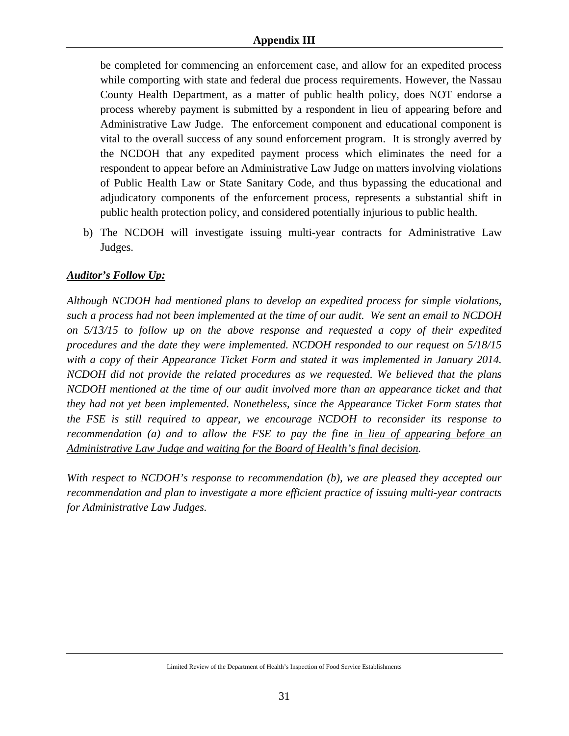be completed for commencing an enforcement case, and allow for an expedited process while comporting with state and federal due process requirements. However, the Nassau County Health Department, as a matter of public health policy, does NOT endorse a process whereby payment is submitted by a respondent in lieu of appearing before and Administrative Law Judge. The enforcement component and educational component is vital to the overall success of any sound enforcement program. It is strongly averred by the NCDOH that any expedited payment process which eliminates the need for a respondent to appear before an Administrative Law Judge on matters involving violations of Public Health Law or State Sanitary Code, and thus bypassing the educational and adjudicatory components of the enforcement process, represents a substantial shift in public health protection policy, and considered potentially injurious to public health.

b) The NCDOH will investigate issuing multi-year contracts for Administrative Law Judges.

***Auditor's Follow Up:***

*Although NCDOH had mentioned plans to develop an expedited process for simple violations, such a process had not been implemented at the time of our audit. We sent an email to NCDOH on 5/13/15 to follow up on the above response and requested a copy of their expedited procedures and the date they were implemented. NCDOH responded to our request on 5/18/15 with a copy of their Appearance Ticket Form and stated it was implemented in January 2014. NCDOH did not provide the related procedures as we requested. We believed that the plans NCDOH mentioned at the time of our audit involved more than an appearance ticket and that they had not yet been implemented. Nonetheless, since the Appearance Ticket Form states that the FSE is still required to appear, we encourage NCDOH to reconsider its response to recommendation (a) and to allow the FSE to pay the fine in lieu of appearing before an Administrative Law Judge and waiting for the Board of Health's final decision.*

*With respect to NCDOH's response to recommendation (b), we are pleased they accepted our recommendation and plan to investigate a more efficient practice of issuing multi-year contracts for Administrative Law Judges.*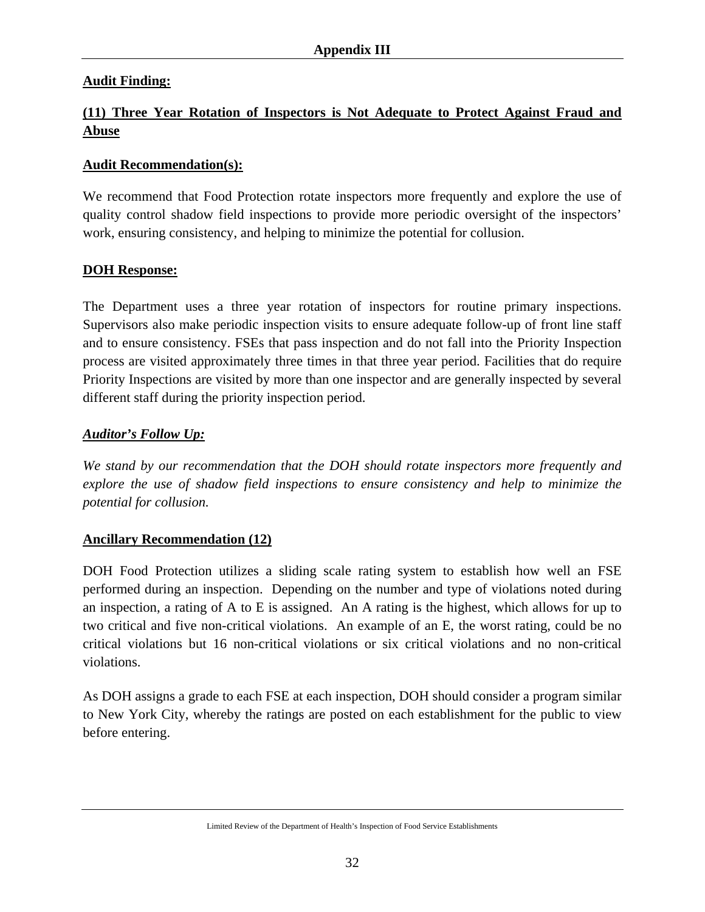## Appendix III

**Audit Finding:**

**(11) Three Year Rotation of Inspectors is Not Adequate to Protect Against Fraud and Abuse**

**Audit Recommendation(s):**

We recommend that Food Protection rotate inspectors more frequently and explore the use of quality control shadow field inspections to provide more periodic oversight of the inspectors' work, ensuring consistency, and helping to minimize the potential for collusion.

**DOH Response:**

The Department uses a three year rotation of inspectors for routine primary inspections. Supervisors also make periodic inspection visits to ensure adequate follow-up of front line staff and to ensure consistency. FSEs that pass inspection and do not fall into the Priority Inspection process are visited approximately three times in that three year period. Facilities that do require Priority Inspections are visited by more than one inspector and are generally inspected by several different staff during the priority inspection period.

***Auditor's Follow Up:***

*We stand by our recommendation that the DOH should rotate inspectors more frequently and explore the use of shadow field inspections to ensure consistency and help to minimize the potential for collusion.*

**Ancillary Recommendation (12)**

DOH Food Protection utilizes a sliding scale rating system to establish how well an FSE performed during an inspection. Depending on the number and type of violations noted during an inspection, a rating of A to E is assigned. An A rating is the highest, which allows for up to two critical and five non-critical violations. An example of an E, the worst rating, could be no critical violations but 16 non-critical violations or six critical violations and no non-critical violations.

As DOH assigns a grade to each FSE at each inspection, DOH should consider a program similar to New York City, whereby the ratings are posted on each establishment for the public to view before entering.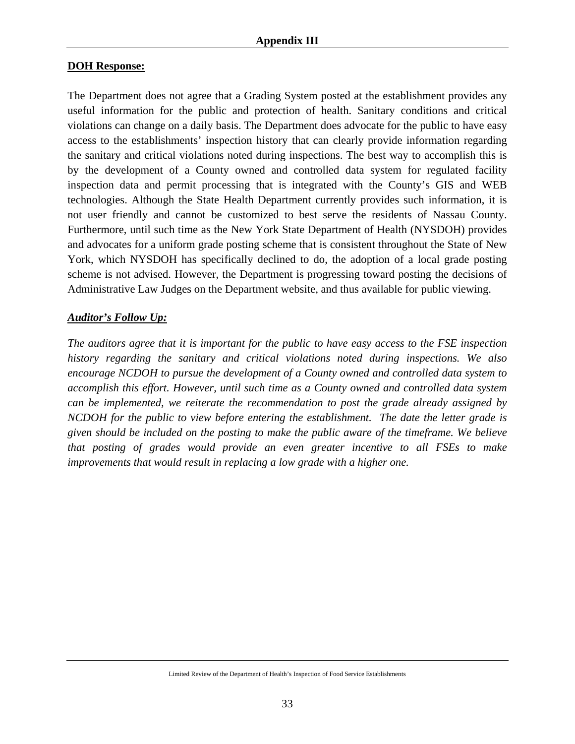## Appendix III

**DOH Response:**

The Department does not agree that a Grading System posted at the establishment provides any useful information for the public and protection of health. Sanitary conditions and critical violations can change on a daily basis. The Department does advocate for the public to have easy access to the establishments' inspection history that can clearly provide information regarding the sanitary and critical violations noted during inspections. The best way to accomplish this is by the development of a County owned and controlled data system for regulated facility inspection data and permit processing that is integrated with the County's GIS and WEB technologies. Although the State Health Department currently provides such information, it is not user friendly and cannot be customized to best serve the residents of Nassau County. Furthermore, until such time as the New York State Department of Health (NYSDOH) provides and advocates for a uniform grade posting scheme that is consistent throughout the State of New York, which NYSDOH has specifically declined to do, the adoption of a local grade posting scheme is not advised. However, the Department is progressing toward posting the decisions of Administrative Law Judges on the Department website, and thus available for public viewing.

***Auditor's Follow Up:***

*The auditors agree that it is important for the public to have easy access to the FSE inspection history regarding the sanitary and critical violations noted during inspections. We also encourage NCDOH to pursue the development of a County owned and controlled data system to accomplish this effort. However, until such time as a County owned and controlled data system can be implemented, we reiterate the recommendation to post the grade already assigned by NCDOH for the public to view before entering the establishment. The date the letter grade is given should be included on the posting to make the public aware of the timeframe. We believe that posting of grades would provide an even greater incentive to all FSEs to make improvements that would result in replacing a low grade with a higher one.*